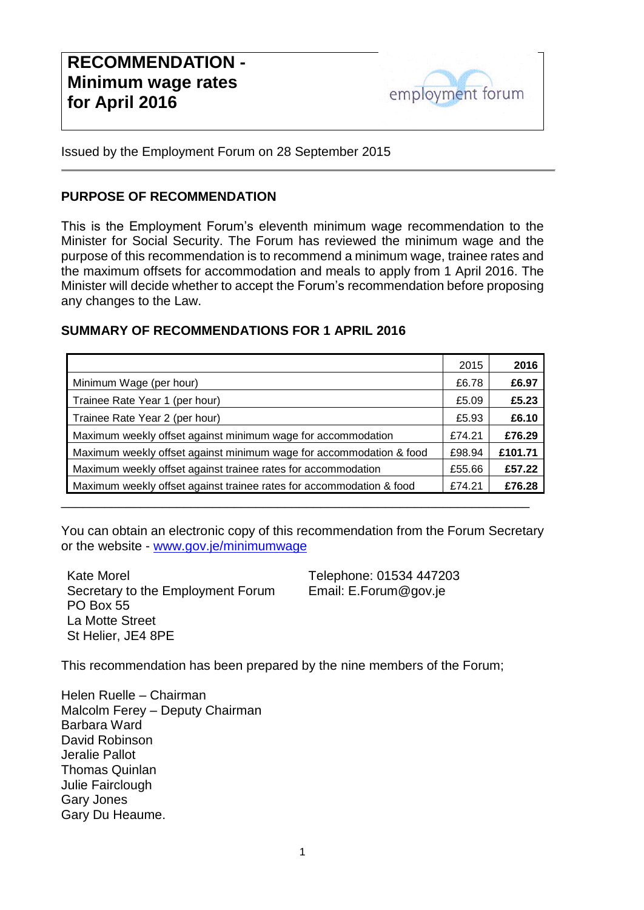# RECOMMENDATION - Minimum wage rates for April 2016

employment forum

Issued by the Employment Forum on 28 September 2015

## PURPOSE OF RECOMMENDATION

This is the Employment Forum's eleventh minimum wage recommendation to the Minister for Social Security. The Forum has reviewed the minimum wage and the purpose of this recommendation is to recommend a minimum wage, trainee rates and the maximum offsets for accommodation and meals to apply from 1 April 2016. The Minister will decide whether to accept the Forum's recommendation before proposing any changes to the Law.

## SUMMARY OF RECOMMENDATIONS FOR 1 APRIL 2016

| | 2015 | **2016** |
|---|---|---|
| Minimum Wage (per hour) | £6.78 | **£6.97** |
| Trainee Rate Year 1 (per hour) | £5.09 | **£5.23** |
| Trainee Rate Year 2 (per hour) | £5.93 | **£6.10** |
| Maximum weekly offset against minimum wage for accommodation | £74.21 | **£76.29** |
| Maximum weekly offset against minimum wage for accommodation & food | £98.94 | **£101.71** |
| Maximum weekly offset against trainee rates for accommodation | £55.66 | **£57.22** |
| Maximum weekly offset against trainee rates for accommodation & food | £74.21 | **£76.28** |

---

You can obtain an electronic copy of this recommendation from the Forum Secretary or the website - www.gov.je/minimumwage

Kate Morel
Secretary to the Employment Forum
PO Box 55
La Motte Street
St Helier, JE4 8PE

Telephone: 01534 447203
Email: E.Forum@gov.je

This recommendation has been prepared by the nine members of the Forum;

Helen Ruelle – Chairman
Malcolm Ferey – Deputy Chairman
Barbara Ward
David Robinson
Jeralie Pallot
Thomas Quinlan
Julie Fairclough
Gary Jones
Gary Du Heaume.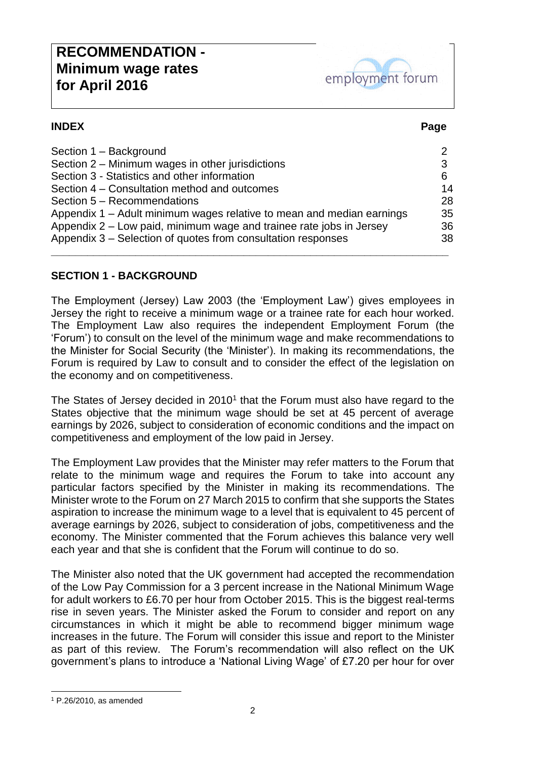# RECOMMENDATION - Minimum wage rates for April 2016

employment forum

| INDEX | Page |
|---|---|
| Section 1 – Background | 2 |
| Section 2 – Minimum wages in other jurisdictions | 3 |
| Section 3 - Statistics and other information | 6 |
| Section 4 – Consultation method and outcomes | 14 |
| Section 5 – Recommendations | 28 |
| Appendix 1 – Adult minimum wages relative to mean and median earnings | 35 |
| Appendix 2 – Low paid, minimum wage and trainee rate jobs in Jersey | 36 |
| Appendix 3 – Selection of quotes from consultation responses | 38 |

## SECTION 1 - BACKGROUND

The Employment (Jersey) Law 2003 (the 'Employment Law') gives employees in Jersey the right to receive a minimum wage or a trainee rate for each hour worked. The Employment Law also requires the independent Employment Forum (the 'Forum') to consult on the level of the minimum wage and make recommendations to the Minister for Social Security (the 'Minister'). In making its recommendations, the Forum is required by Law to consult and to consider the effect of the legislation on the economy and on competitiveness.

The States of Jersey decided in 2010[1] that the Forum must also have regard to the States objective that the minimum wage should be set at 45 percent of average earnings by 2026, subject to consideration of economic conditions and the impact on competitiveness and employment of the low paid in Jersey.

The Employment Law provides that the Minister may refer matters to the Forum that relate to the minimum wage and requires the Forum to take into account any particular factors specified by the Minister in making its recommendations. The Minister wrote to the Forum on 27 March 2015 to confirm that she supports the States aspiration to increase the minimum wage to a level that is equivalent to 45 percent of average earnings by 2026, subject to consideration of jobs, competitiveness and the economy. The Minister commented that the Forum achieves this balance very well each year and that she is confident that the Forum will continue to do so.

The Minister also noted that the UK government had accepted the recommendation of the Low Pay Commission for a 3 percent increase in the National Minimum Wage for adult workers to £6.70 per hour from October 2015. This is the biggest real-terms rise in seven years. The Minister asked the Forum to consider and report on any circumstances in which it might be able to recommend bigger minimum wage increases in the future. The Forum will consider this issue and report to the Minister as part of this review. The Forum's recommendation will also reflect on the UK government's plans to introduce a 'National Living Wage' of £7.20 per hour for over

[1] P.26/2010, as amended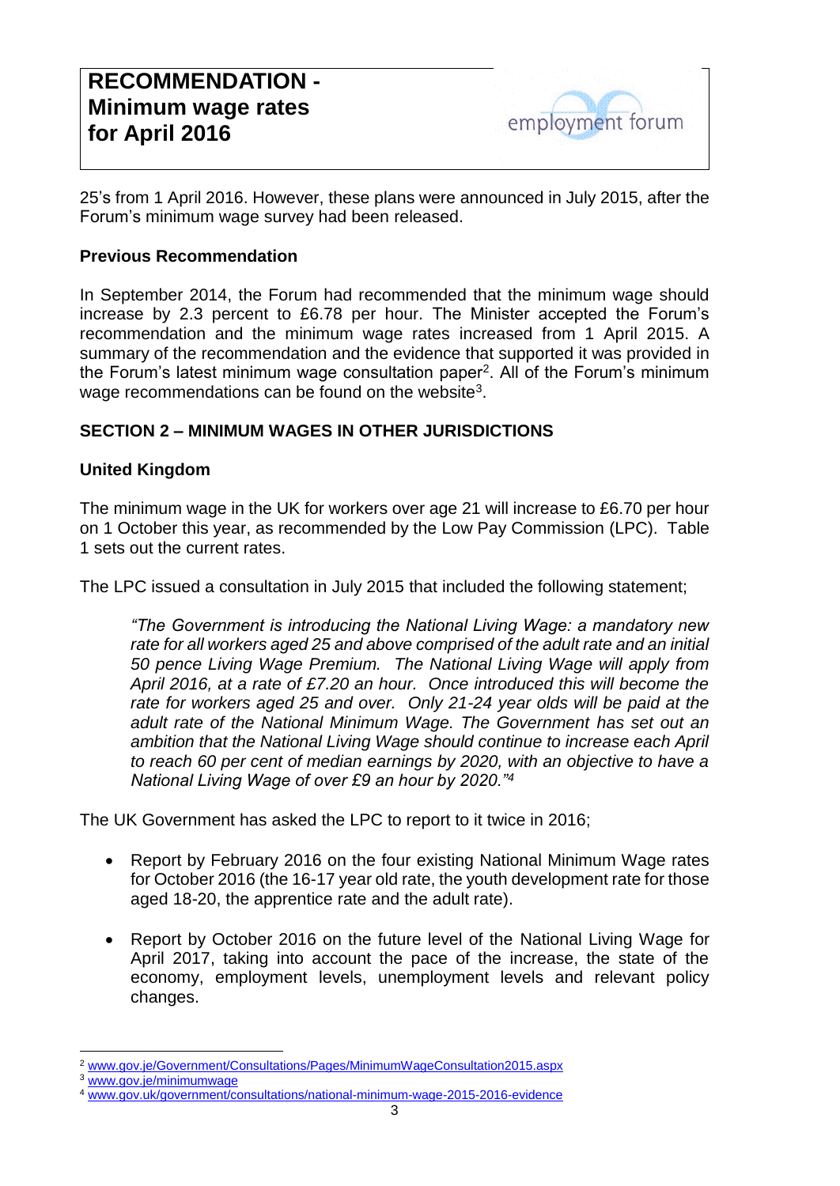25's from 1 April 2016. However, these plans were announced in July 2015, after the Forum's minimum wage survey had been released.

**Previous Recommendation**

In September 2014, the Forum had recommended that the minimum wage should increase by 2.3 percent to £6.78 per hour. The Minister accepted the Forum's recommendation and the minimum wage rates increased from 1 April 2015. A summary of the recommendation and the evidence that supported it was provided in the Forum's latest minimum wage consultation paper[2]. All of the Forum's minimum wage recommendations can be found on the website[3].

## SECTION 2 – MINIMUM WAGES IN OTHER JURISDICTIONS

### United Kingdom

The minimum wage in the UK for workers over age 21 will increase to £6.70 per hour on 1 October this year, as recommended by the Low Pay Commission (LPC). Table 1 sets out the current rates.

The LPC issued a consultation in July 2015 that included the following statement;

> *"The Government is introducing the National Living Wage: a mandatory new rate for all workers aged 25 and above comprised of the adult rate and an initial 50 pence Living Wage Premium. The National Living Wage will apply from April 2016, at a rate of £7.20 an hour. Once introduced this will become the rate for workers aged 25 and over. Only 21-24 year olds will be paid at the adult rate of the National Minimum Wage. The Government has set out an ambition that the National Living Wage should continue to increase each April to reach 60 per cent of median earnings by 2020, with an objective to have a National Living Wage of over £9 an hour by 2020."*[4]

The UK Government has asked the LPC to report to it twice in 2016;

- Report by February 2016 on the four existing National Minimum Wage rates for October 2016 (the 16-17 year old rate, the youth development rate for those aged 18-20, the apprentice rate and the adult rate).

- Report by October 2016 on the future level of the National Living Wage for April 2017, taking into account the pace of the increase, the state of the economy, employment levels, unemployment levels and relevant policy changes.

[2] www.gov.je/Government/Consultations/Pages/MinimumWageConsultation2015.aspx
[3] www.gov.je/minimumwage
[4] www.gov.uk/government/consultations/national-minimum-wage-2015-2016-evidence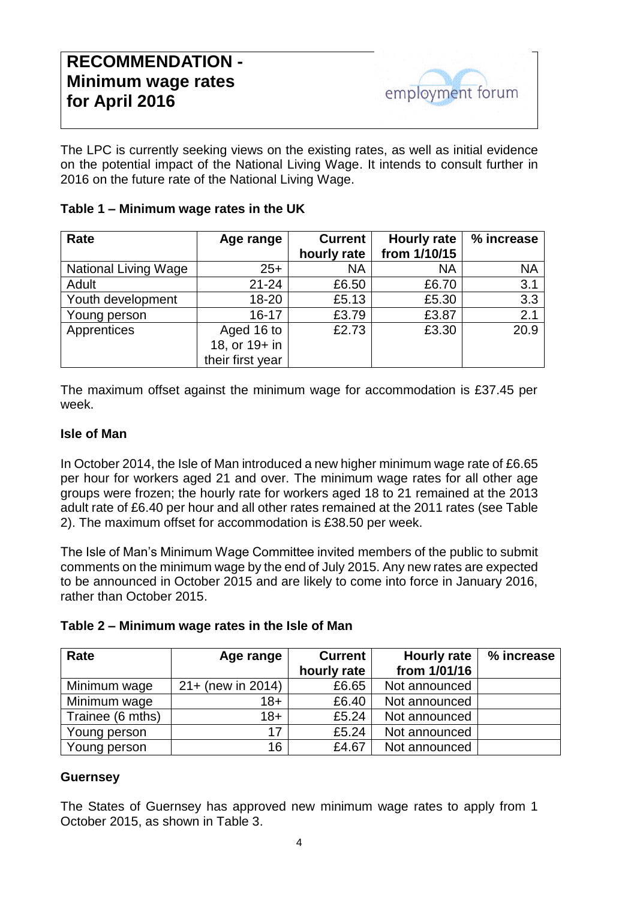**RECOMMENDATION - Minimum wage rates for April 2016**

employment forum

The LPC is currently seeking views on the existing rates, as well as initial evidence on the potential impact of the National Living Wage. It intends to consult further in 2016 on the future rate of the National Living Wage.

**Table 1 – Minimum wage rates in the UK**

| Rate | Age range | Current hourly rate | Hourly rate from 1/10/15 | % increase |
|---|---|---|---|---|
| National Living Wage | 25+ | NA | NA | NA |
| Adult | 21-24 | £6.50 | £6.70 | 3.1 |
| Youth development | 18-20 | £5.13 | £5.30 | 3.3 |
| Young person | 16-17 | £3.79 | £3.87 | 2.1 |
| Apprentices | Aged 16 to 18, or 19+ in their first year | £2.73 | £3.30 | 20.9 |

The maximum offset against the minimum wage for accommodation is £37.45 per week.

**Isle of Man**

In October 2014, the Isle of Man introduced a new higher minimum wage rate of £6.65 per hour for workers aged 21 and over. The minimum wage rates for all other age groups were frozen; the hourly rate for workers aged 18 to 21 remained at the 2013 adult rate of £6.40 per hour and all other rates remained at the 2011 rates (see Table 2). The maximum offset for accommodation is £38.50 per week.

The Isle of Man's Minimum Wage Committee invited members of the public to submit comments on the minimum wage by the end of July 2015. Any new rates are expected to be announced in October 2015 and are likely to come into force in January 2016, rather than October 2015.

**Table 2 – Minimum wage rates in the Isle of Man**

| Rate | Age range | Current hourly rate | Hourly rate from 1/01/16 | % increase |
|---|---|---|---|---|
| Minimum wage | 21+ (new in 2014) | £6.65 | Not announced | |
| Minimum wage | 18+ | £6.40 | Not announced | |
| Trainee (6 mths) | 18+ | £5.24 | Not announced | |
| Young person | 17 | £5.24 | Not announced | |
| Young person | 16 | £4.67 | Not announced | |

**Guernsey**

The States of Guernsey has approved new minimum wage rates to apply from 1 October 2015, as shown in Table 3.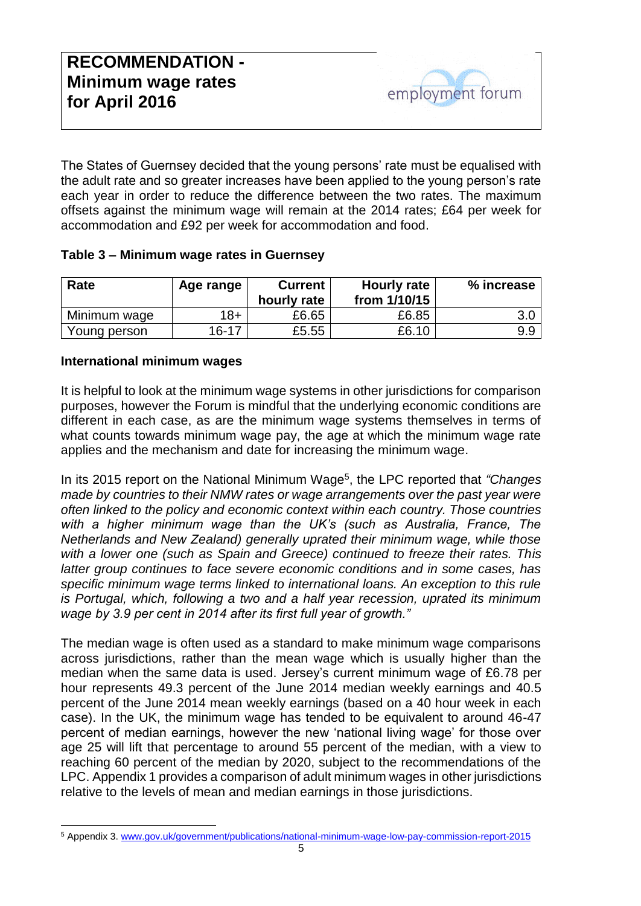# RECOMMENDATION - Minimum wage rates for April 2016

The States of Guernsey decided that the young persons' rate must be equalised with the adult rate and so greater increases have been applied to the young person's rate each year in order to reduce the difference between the two rates. The maximum offsets against the minimum wage will remain at the 2014 rates; £64 per week for accommodation and £92 per week for accommodation and food.

**Table 3 – Minimum wage rates in Guernsey**

| Rate | Age range | Current hourly rate | Hourly rate from 1/10/15 | % increase |
|---|---|---|---|---|
| Minimum wage | 18+ | £6.65 | £6.85 | 3.0 |
| Young person | 16-17 | £5.55 | £6.10 | 9.9 |

**International minimum wages**

It is helpful to look at the minimum wage systems in other jurisdictions for comparison purposes, however the Forum is mindful that the underlying economic conditions are different in each case, as are the minimum wage systems themselves in terms of what counts towards minimum wage pay, the age at which the minimum wage rate applies and the mechanism and date for increasing the minimum wage.

In its 2015 report on the National Minimum Wage[5], the LPC reported that *"Changes made by countries to their NMW rates or wage arrangements over the past year were often linked to the policy and economic context within each country. Those countries with a higher minimum wage than the UK's (such as Australia, France, The Netherlands and New Zealand) generally uprated their minimum wage, while those with a lower one (such as Spain and Greece) continued to freeze their rates. This latter group continues to face severe economic conditions and in some cases, has specific minimum wage terms linked to international loans. An exception to this rule is Portugal, which, following a two and a half year recession, uprated its minimum wage by 3.9 per cent in 2014 after its first full year of growth."*

The median wage is often used as a standard to make minimum wage comparisons across jurisdictions, rather than the mean wage which is usually higher than the median when the same data is used. Jersey's current minimum wage of £6.78 per hour represents 49.3 percent of the June 2014 median weekly earnings and 40.5 percent of the June 2014 mean weekly earnings (based on a 40 hour week in each case). In the UK, the minimum wage has tended to be equivalent to around 46-47 percent of median earnings, however the new 'national living wage' for those over age 25 will lift that percentage to around 55 percent of the median, with a view to reaching 60 percent of the median by 2020, subject to the recommendations of the LPC. Appendix 1 provides a comparison of adult minimum wages in other jurisdictions relative to the levels of mean and median earnings in those jurisdictions.

[5] Appendix 3. www.gov.uk/government/publications/national-minimum-wage-low-pay-commission-report-2015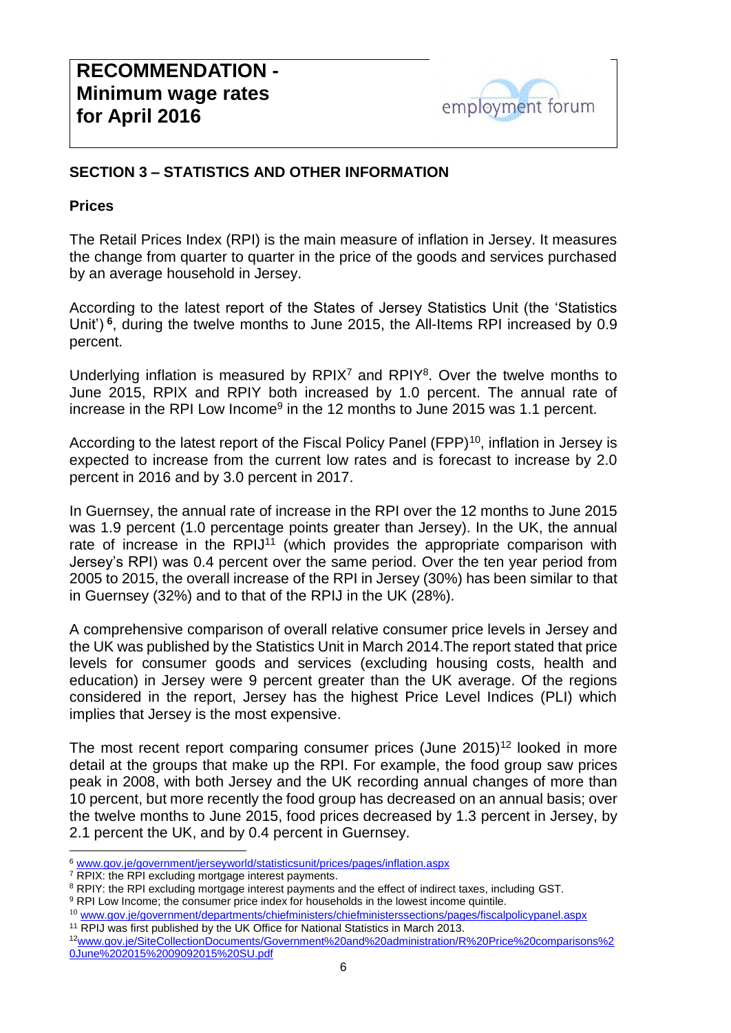# RECOMMENDATION - Minimum wage rates for April 2016

## SECTION 3 – STATISTICS AND OTHER INFORMATION

### Prices

The Retail Prices Index (RPI) is the main measure of inflation in Jersey. It measures the change from quarter to quarter in the price of the goods and services purchased by an average household in Jersey.

According to the latest report of the States of Jersey Statistics Unit (the 'Statistics Unit')[6], during the twelve months to June 2015, the All-Items RPI increased by 0.9 percent.

Underlying inflation is measured by RPIX[7] and RPIY[8]. Over the twelve months to June 2015, RPIX and RPIY both increased by 1.0 percent. The annual rate of increase in the RPI Low Income[9] in the 12 months to June 2015 was 1.1 percent.

According to the latest report of the Fiscal Policy Panel (FPP)[10], inflation in Jersey is expected to increase from the current low rates and is forecast to increase by 2.0 percent in 2016 and by 3.0 percent in 2017.

In Guernsey, the annual rate of increase in the RPI over the 12 months to June 2015 was 1.9 percent (1.0 percentage points greater than Jersey). In the UK, the annual rate of increase in the RPIJ[11] (which provides the appropriate comparison with Jersey's RPI) was 0.4 percent over the same period. Over the ten year period from 2005 to 2015, the overall increase of the RPI in Jersey (30%) has been similar to that in Guernsey (32%) and to that of the RPIJ in the UK (28%).

A comprehensive comparison of overall relative consumer price levels in Jersey and the UK was published by the Statistics Unit in March 2014.The report stated that price levels for consumer goods and services (excluding housing costs, health and education) in Jersey were 9 percent greater than the UK average. Of the regions considered in the report, Jersey has the highest Price Level Indices (PLI) which implies that Jersey is the most expensive.

The most recent report comparing consumer prices (June 2015)[12] looked in more detail at the groups that make up the RPI. For example, the food group saw prices peak in 2008, with both Jersey and the UK recording annual changes of more than 10 percent, but more recently the food group has decreased on an annual basis; over the twelve months to June 2015, food prices decreased by 1.3 percent in Jersey, by 2.1 percent the UK, and by 0.4 percent in Guernsey.

---

[6] www.gov.je/government/jerseyworld/statisticsunit/prices/pages/inflation.aspx
[7] RPIX: the RPI excluding mortgage interest payments.
[8] RPIY: the RPI excluding mortgage interest payments and the effect of indirect taxes, including GST.
[9] RPI Low Income; the consumer price index for households in the lowest income quintile.
[10] www.gov.je/government/departments/chiefministers/chiefministerssections/pages/fiscalpolicypanel.aspx
[11] RPIJ was first published by the UK Office for National Statistics in March 2013.
[12] www.gov.je/SiteCollectionDocuments/Government%20and%20administration/R%20Price%20comparisons%20June%202015%2009092015%20SU.pdf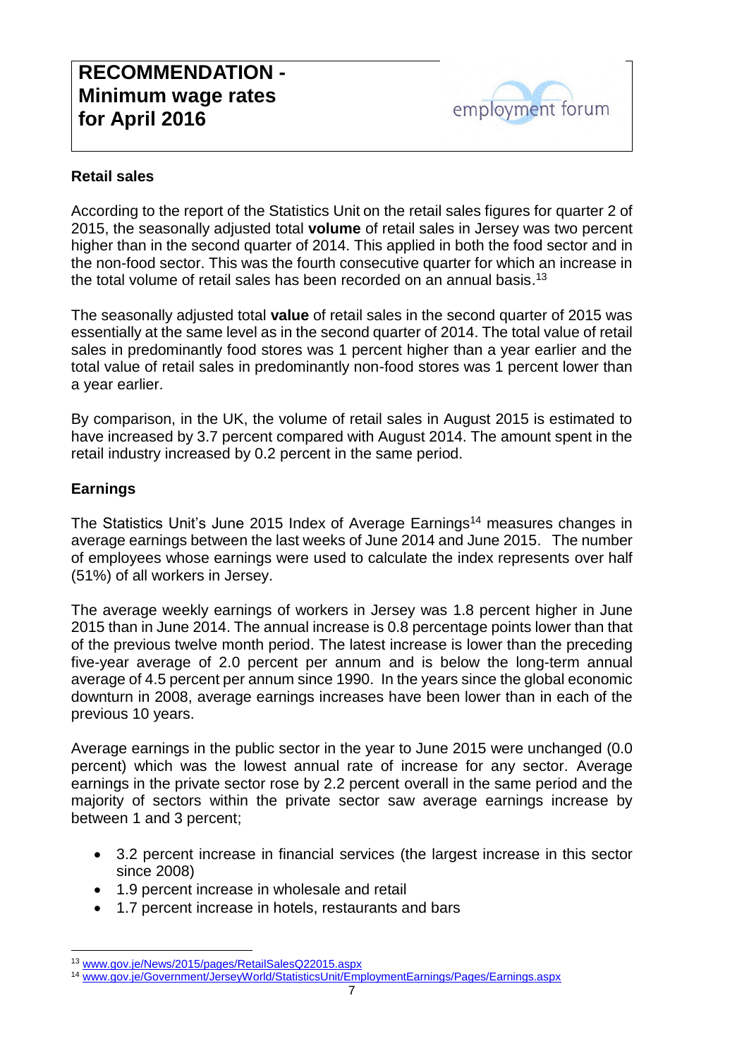## Retail sales

According to the report of the Statistics Unit on the retail sales figures for quarter 2 of 2015, the seasonally adjusted total **volume** of retail sales in Jersey was two percent higher than in the second quarter of 2014. This applied in both the food sector and in the non-food sector. This was the fourth consecutive quarter for which an increase in the total volume of retail sales has been recorded on an annual basis.[13]

The seasonally adjusted total **value** of retail sales in the second quarter of 2015 was essentially at the same level as in the second quarter of 2014. The total value of retail sales in predominantly food stores was 1 percent higher than a year earlier and the total value of retail sales in predominantly non-food stores was 1 percent lower than a year earlier.

By comparison, in the UK, the volume of retail sales in August 2015 is estimated to have increased by 3.7 percent compared with August 2014. The amount spent in the retail industry increased by 0.2 percent in the same period.

## Earnings

The Statistics Unit's June 2015 Index of Average Earnings[14] measures changes in average earnings between the last weeks of June 2014 and June 2015. The number of employees whose earnings were used to calculate the index represents over half (51%) of all workers in Jersey.

The average weekly earnings of workers in Jersey was 1.8 percent higher in June 2015 than in June 2014. The annual increase is 0.8 percentage points lower than that of the previous twelve month period. The latest increase is lower than the preceding five-year average of 2.0 percent per annum and is below the long-term annual average of 4.5 percent per annum since 1990. In the years since the global economic downturn in 2008, average earnings increases have been lower than in each of the previous 10 years.

Average earnings in the public sector in the year to June 2015 were unchanged (0.0 percent) which was the lowest annual rate of increase for any sector. Average earnings in the private sector rose by 2.2 percent overall in the same period and the majority of sectors within the private sector saw average earnings increase by between 1 and 3 percent;

- 3.2 percent increase in financial services (the largest increase in this sector since 2008)
- 1.9 percent increase in wholesale and retail
- 1.7 percent increase in hotels, restaurants and bars

---

[13] www.gov.je/News/2015/pages/RetailSalesQ22015.aspx

[14] www.gov.je/Government/JerseyWorld/StatisticsUnit/EmploymentEarnings/Pages/Earnings.aspx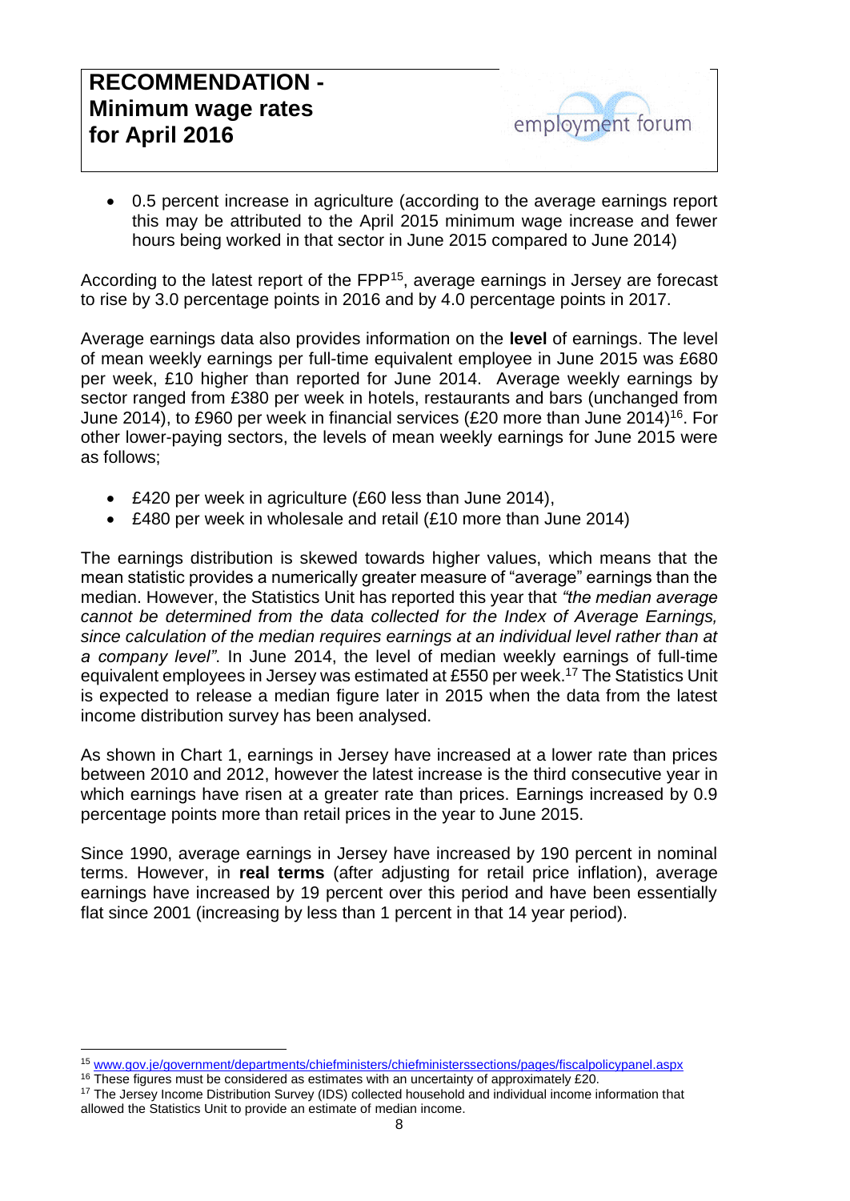- 0.5 percent increase in agriculture (according to the average earnings report this may be attributed to the April 2015 minimum wage increase and fewer hours being worked in that sector in June 2015 compared to June 2014)

According to the latest report of the FPP[15], average earnings in Jersey are forecast to rise by 3.0 percentage points in 2016 and by 4.0 percentage points in 2017.

Average earnings data also provides information on the **level** of earnings. The level of mean weekly earnings per full-time equivalent employee in June 2015 was £680 per week, £10 higher than reported for June 2014. Average weekly earnings by sector ranged from £380 per week in hotels, restaurants and bars (unchanged from June 2014), to £960 per week in financial services (£20 more than June 2014)[16]. For other lower-paying sectors, the levels of mean weekly earnings for June 2015 were as follows;

- £420 per week in agriculture (£60 less than June 2014),
- £480 per week in wholesale and retail (£10 more than June 2014)

The earnings distribution is skewed towards higher values, which means that the mean statistic provides a numerically greater measure of "average" earnings than the median. However, the Statistics Unit has reported this year that *"the median average cannot be determined from the data collected for the Index of Average Earnings, since calculation of the median requires earnings at an individual level rather than at a company level"*. In June 2014, the level of median weekly earnings of full-time equivalent employees in Jersey was estimated at £550 per week.[17] The Statistics Unit is expected to release a median figure later in 2015 when the data from the latest income distribution survey has been analysed.

As shown in Chart 1, earnings in Jersey have increased at a lower rate than prices between 2010 and 2012, however the latest increase is the third consecutive year in which earnings have risen at a greater rate than prices. Earnings increased by 0.9 percentage points more than retail prices in the year to June 2015.

Since 1990, average earnings in Jersey have increased by 190 percent in nominal terms. However, in **real terms** (after adjusting for retail price inflation), average earnings have increased by 19 percent over this period and have been essentially flat since 2001 (increasing by less than 1 percent in that 14 year period).

---

[15] www.gov.je/government/departments/chiefministers/chiefministerssections/pages/fiscalpolicypanel.aspx

[16] These figures must be considered as estimates with an uncertainty of approximately £20.

[17] The Jersey Income Distribution Survey (IDS) collected household and individual income information that allowed the Statistics Unit to provide an estimate of median income.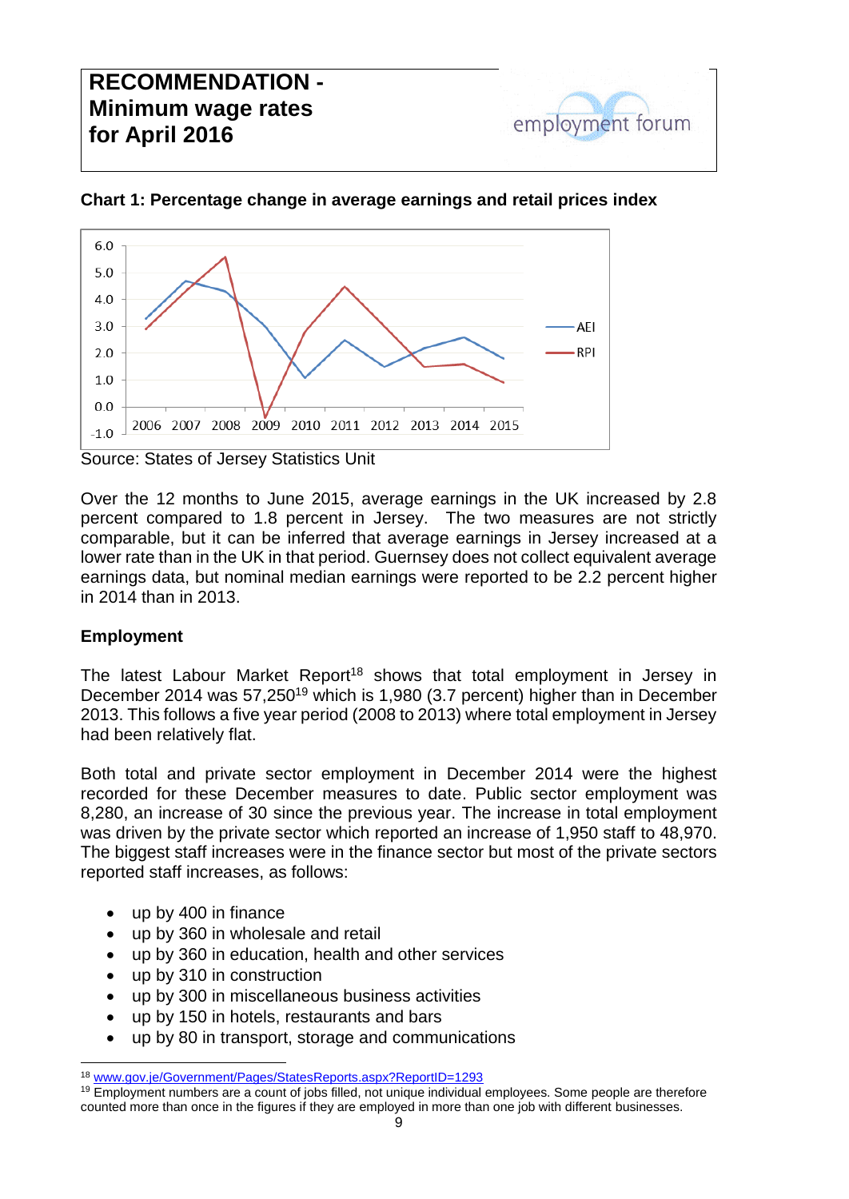# RECOMMENDATION - Minimum wage rates for April 2016

**Chart 1: Percentage change in average earnings and retail prices index**

Source: States of Jersey Statistics Unit

Over the 12 months to June 2015, average earnings in the UK increased by 2.8 percent compared to 1.8 percent in Jersey. The two measures are not strictly comparable, but it can be inferred that average earnings in Jersey increased at a lower rate than in the UK in that period. Guernsey does not collect equivalent average earnings data, but nominal median earnings were reported to be 2.2 percent higher in 2014 than in 2013.

## Employment

The latest Labour Market Report[18] shows that total employment in Jersey in December 2014 was 57,250[19] which is 1,980 (3.7 percent) higher than in December 2013. This follows a five year period (2008 to 2013) where total employment in Jersey had been relatively flat.

Both total and private sector employment in December 2014 were the highest recorded for these December measures to date. Public sector employment was 8,280, an increase of 30 since the previous year. The increase in total employment was driven by the private sector which reported an increase of 1,950 staff to 48,970. The biggest staff increases were in the finance sector but most of the private sectors reported staff increases, as follows:

- up by 400 in finance
- up by 360 in wholesale and retail
- up by 360 in education, health and other services
- up by 310 in construction
- up by 300 in miscellaneous business activities
- up by 150 in hotels, restaurants and bars
- up by 80 in transport, storage and communications

[18] www.gov.je/Government/Pages/StatesReports.aspx?ReportID=1293

[19] Employment numbers are a count of jobs filled, not unique individual employees. Some people are therefore counted more than once in the figures if they are employed in more than one job with different businesses.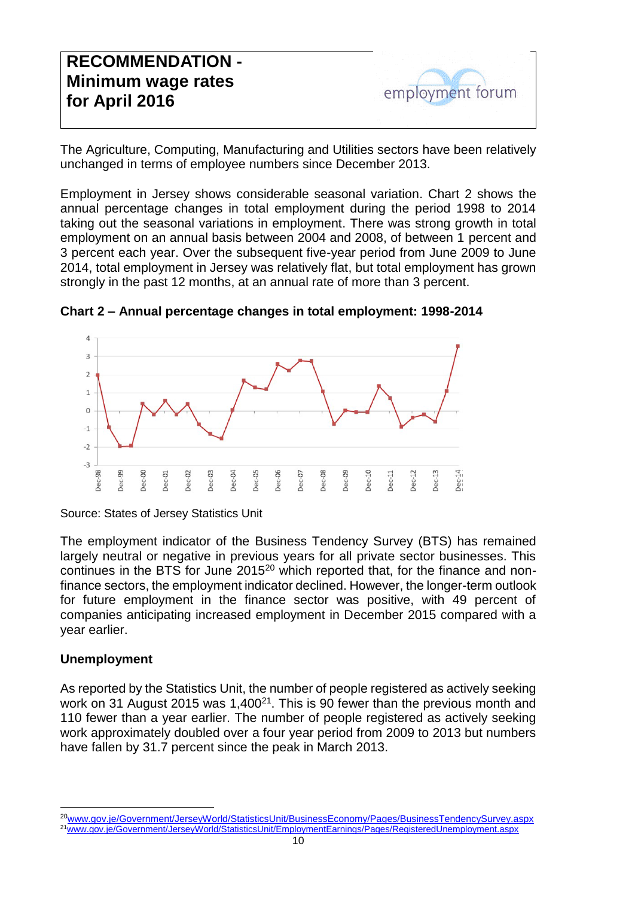The Agriculture, Computing, Manufacturing and Utilities sectors have been relatively unchanged in terms of employee numbers since December 2013.

Employment in Jersey shows considerable seasonal variation. Chart 2 shows the annual percentage changes in total employment during the period 1998 to 2014 taking out the seasonal variations in employment. There was strong growth in total employment on an annual basis between 2004 and 2008, of between 1 percent and 3 percent each year. Over the subsequent five-year period from June 2009 to June 2014, total employment in Jersey was relatively flat, but total employment has grown strongly in the past 12 months, at an annual rate of more than 3 percent.

**Chart 2 – Annual percentage changes in total employment: 1998-2014**

Source: States of Jersey Statistics Unit

The employment indicator of the Business Tendency Survey (BTS) has remained largely neutral or negative in previous years for all private sector businesses. This continues in the BTS for June 2015[20] which reported that, for the finance and non-finance sectors, the employment indicator declined. However, the longer-term outlook for future employment in the finance sector was positive, with 49 percent of companies anticipating increased employment in December 2015 compared with a year earlier.

## Unemployment

As reported by the Statistics Unit, the number of people registered as actively seeking work on 31 August 2015 was 1,400[21]. This is 90 fewer than the previous month and 110 fewer than a year earlier. The number of people registered as actively seeking work approximately doubled over a four year period from 2009 to 2013 but numbers have fallen by 31.7 percent since the peak in March 2013.

---

[20] www.gov.je/Government/JerseyWorld/StatisticsUnit/BusinessEconomy/Pages/BusinessTendencySurvey.aspx

[21] www.gov.je/Government/JerseyWorld/StatisticsUnit/EmploymentEarnings/Pages/RegisteredUnemployment.aspx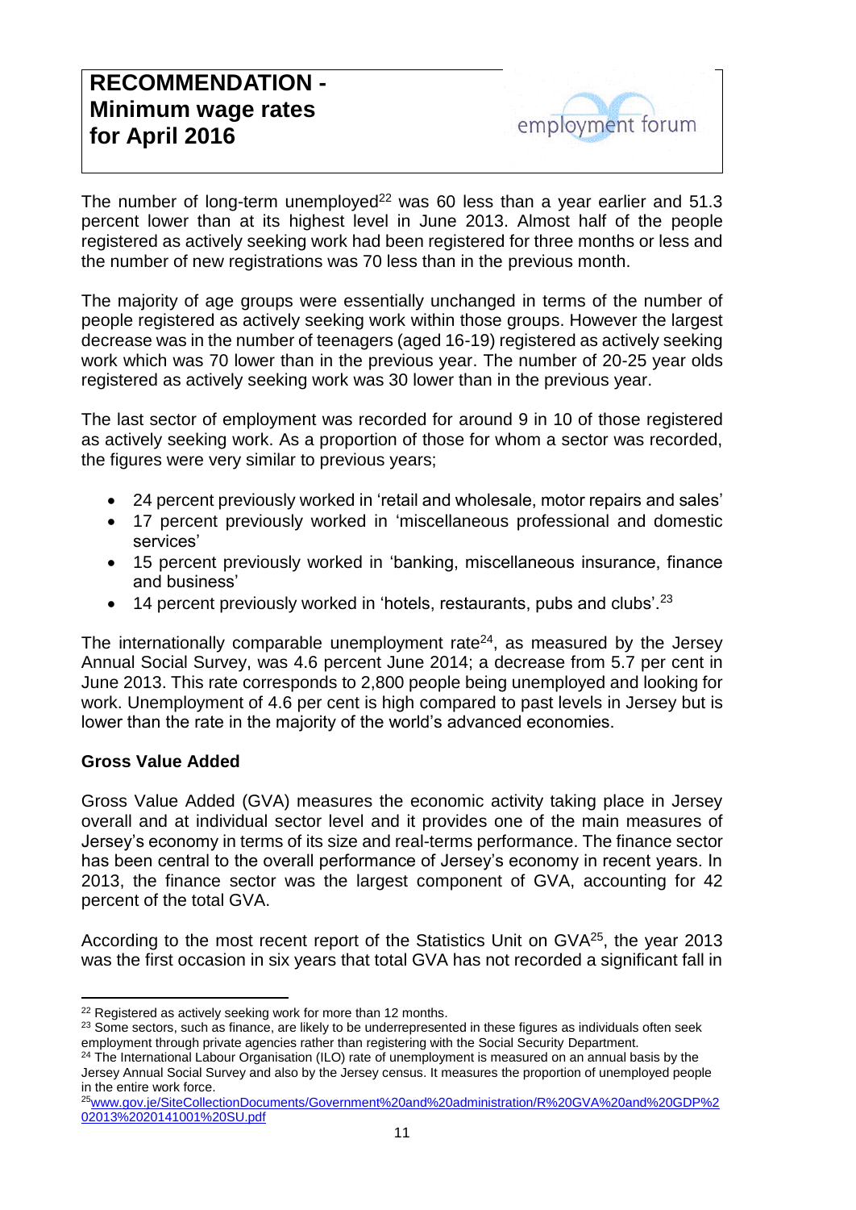The number of long-term unemployed[22] was 60 less than a year earlier and 51.3 percent lower than at its highest level in June 2013. Almost half of the people registered as actively seeking work had been registered for three months or less and the number of new registrations was 70 less than in the previous month.

The majority of age groups were essentially unchanged in terms of the number of people registered as actively seeking work within those groups. However the largest decrease was in the number of teenagers (aged 16-19) registered as actively seeking work which was 70 lower than in the previous year. The number of 20-25 year olds registered as actively seeking work was 30 lower than in the previous year.

The last sector of employment was recorded for around 9 in 10 of those registered as actively seeking work. As a proportion of those for whom a sector was recorded, the figures were very similar to previous years;

- 24 percent previously worked in 'retail and wholesale, motor repairs and sales'
- 17 percent previously worked in 'miscellaneous professional and domestic services'
- 15 percent previously worked in 'banking, miscellaneous insurance, finance and business'
- 14 percent previously worked in 'hotels, restaurants, pubs and clubs'.[23]

The internationally comparable unemployment rate[24], as measured by the Jersey Annual Social Survey, was 4.6 percent June 2014; a decrease from 5.7 per cent in June 2013. This rate corresponds to 2,800 people being unemployed and looking for work. Unemployment of 4.6 per cent is high compared to past levels in Jersey but is lower than the rate in the majority of the world's advanced economies.

**Gross Value Added**

Gross Value Added (GVA) measures the economic activity taking place in Jersey overall and at individual sector level and it provides one of the main measures of Jersey's economy in terms of its size and real-terms performance. The finance sector has been central to the overall performance of Jersey's economy in recent years. In 2013, the finance sector was the largest component of GVA, accounting for 42 percent of the total GVA.

According to the most recent report of the Statistics Unit on GVA[25], the year 2013 was the first occasion in six years that total GVA has not recorded a significant fall in

---

[22] Registered as actively seeking work for more than 12 months.

[23] Some sectors, such as finance, are likely to be underrepresented in these figures as individuals often seek employment through private agencies rather than registering with the Social Security Department.

[24] The International Labour Organisation (ILO) rate of unemployment is measured on an annual basis by the Jersey Annual Social Survey and also by the Jersey census. It measures the proportion of unemployed people in the entire work force.

[25] www.gov.je/SiteCollectionDocuments/Government%20and%20administration/R%20GVA%20and%20GDP%202013%2020141001%20SU.pdf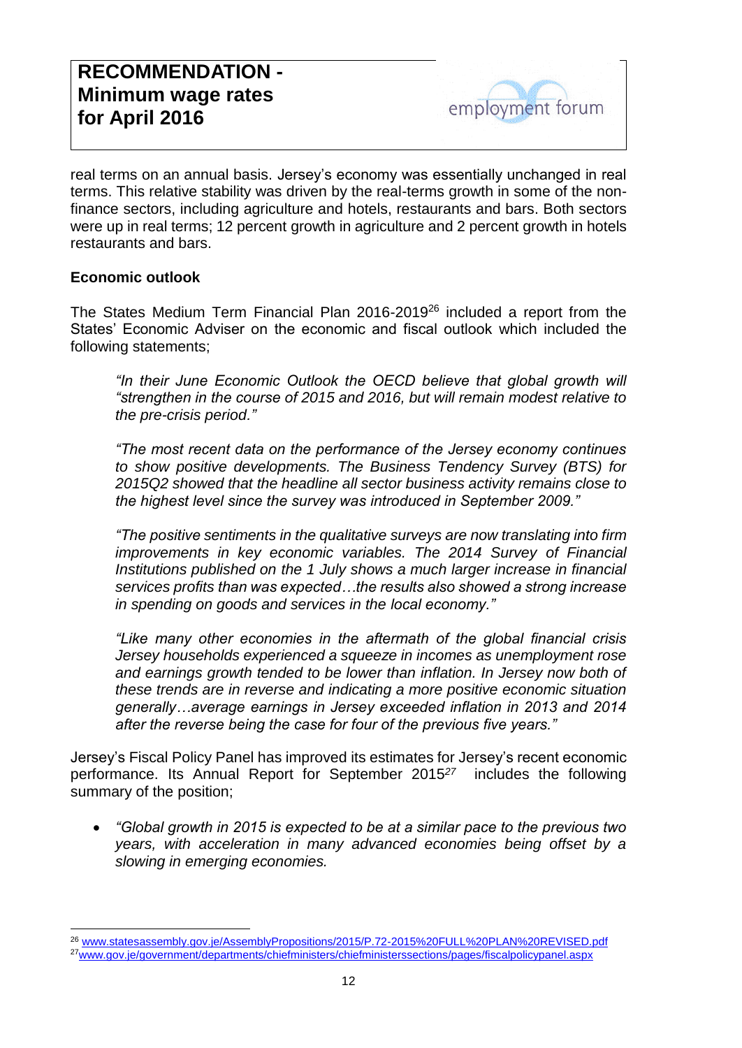real terms on an annual basis. Jersey's economy was essentially unchanged in real terms. This relative stability was driven by the real-terms growth in some of the non-finance sectors, including agriculture and hotels, restaurants and bars. Both sectors were up in real terms; 12 percent growth in agriculture and 2 percent growth in hotels restaurants and bars.

**Economic outlook**

The States Medium Term Financial Plan 2016-2019[26] included a report from the States' Economic Adviser on the economic and fiscal outlook which included the following statements;

> *"In their June Economic Outlook the OECD believe that global growth will "strengthen in the course of 2015 and 2016, but will remain modest relative to the pre-crisis period."*
>
> *"The most recent data on the performance of the Jersey economy continues to show positive developments. The Business Tendency Survey (BTS) for 2015Q2 showed that the headline all sector business activity remains close to the highest level since the survey was introduced in September 2009."*
>
> *"The positive sentiments in the qualitative surveys are now translating into firm improvements in key economic variables. The 2014 Survey of Financial Institutions published on the 1 July shows a much larger increase in financial services profits than was expected…the results also showed a strong increase in spending on goods and services in the local economy."*
>
> *"Like many other economies in the aftermath of the global financial crisis Jersey households experienced a squeeze in incomes as unemployment rose and earnings growth tended to be lower than inflation. In Jersey now both of these trends are in reverse and indicating a more positive economic situation generally…average earnings in Jersey exceeded inflation in 2013 and 2014 after the reverse being the case for four of the previous five years."*

Jersey's Fiscal Policy Panel has improved its estimates for Jersey's recent economic performance. Its Annual Report for September 2015[27] includes the following summary of the position;

- *"Global growth in 2015 is expected to be at a similar pace to the previous two years, with acceleration in many advanced economies being offset by a slowing in emerging economies.*

---

[26] www.statesassembly.gov.je/AssemblyPropositions/2015/P.72-2015%20FULL%20PLAN%20REVISED.pdf

[27] www.gov.je/government/departments/chiefministers/chiefministerssections/pages/fiscalpolicypanel.aspx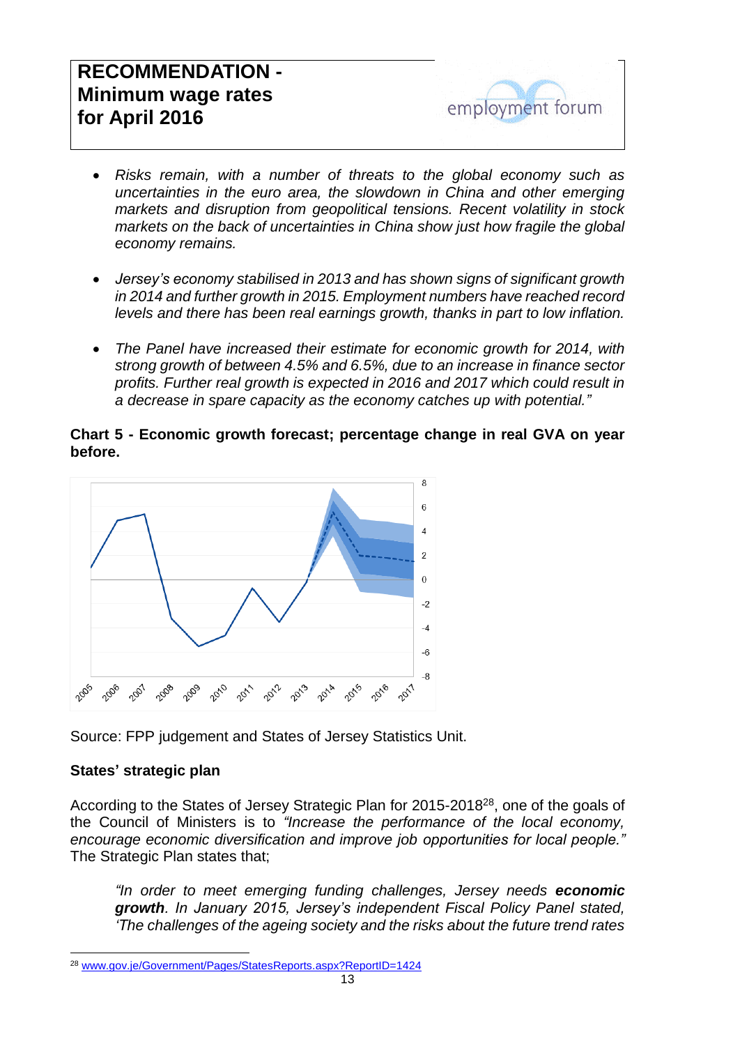- *Risks remain, with a number of threats to the global economy such as uncertainties in the euro area, the slowdown in China and other emerging markets and disruption from geopolitical tensions. Recent volatility in stock markets on the back of uncertainties in China show just how fragile the global economy remains.*

- *Jersey's economy stabilised in 2013 and has shown signs of significant growth in 2014 and further growth in 2015. Employment numbers have reached record levels and there has been real earnings growth, thanks in part to low inflation.*

- *The Panel have increased their estimate for economic growth for 2014, with strong growth of between 4.5% and 6.5%, due to an increase in finance sector profits. Further real growth is expected in 2016 and 2017 which could result in a decrease in spare capacity as the economy catches up with potential."*

**Chart 5 - Economic growth forecast; percentage change in real GVA on year before.**

Source: FPP judgement and States of Jersey Statistics Unit.

## States' strategic plan

According to the States of Jersey Strategic Plan for 2015-2018[28], one of the goals of the Council of Ministers is to *"Increase the performance of the local economy, encourage economic diversification and improve job opportunities for local people."* The Strategic Plan states that;

> *"In order to meet emerging funding challenges, Jersey needs **economic growth**. In January 2015, Jersey's independent Fiscal Policy Panel stated, 'The challenges of the ageing society and the risks about the future trend rates*

[28] www.gov.je/Government/Pages/StatesReports.aspx?ReportID=1424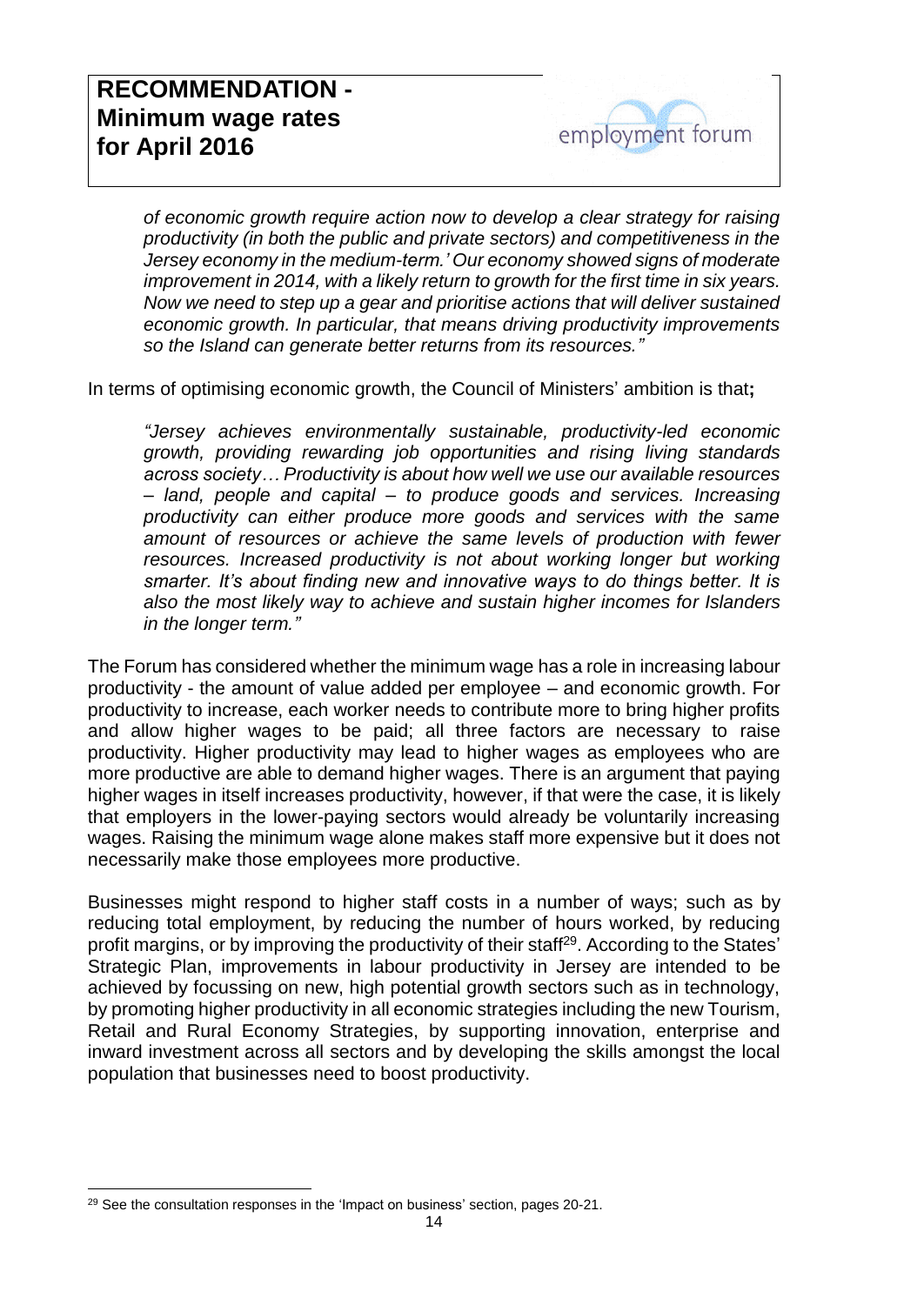> *of economic growth require action now to develop a clear strategy for raising productivity (in both the public and private sectors) and competitiveness in the Jersey economy in the medium-term.' Our economy showed signs of moderate improvement in 2014, with a likely return to growth for the first time in six years. Now we need to step up a gear and prioritise actions that will deliver sustained economic growth. In particular, that means driving productivity improvements so the Island can generate better returns from its resources."*

In terms of optimising economic growth, the Council of Ministers' ambition is that**;**

> *"Jersey achieves environmentally sustainable, productivity-led economic growth, providing rewarding job opportunities and rising living standards across society… Productivity is about how well we use our available resources – land, people and capital – to produce goods and services. Increasing productivity can either produce more goods and services with the same amount of resources or achieve the same levels of production with fewer resources. Increased productivity is not about working longer but working smarter. It's about finding new and innovative ways to do things better. It is also the most likely way to achieve and sustain higher incomes for Islanders in the longer term."*

The Forum has considered whether the minimum wage has a role in increasing labour productivity - the amount of value added per employee – and economic growth. For productivity to increase, each worker needs to contribute more to bring higher profits and allow higher wages to be paid; all three factors are necessary to raise productivity. Higher productivity may lead to higher wages as employees who are more productive are able to demand higher wages. There is an argument that paying higher wages in itself increases productivity, however, if that were the case, it is likely that employers in the lower-paying sectors would already be voluntarily increasing wages. Raising the minimum wage alone makes staff more expensive but it does not necessarily make those employees more productive.

Businesses might respond to higher staff costs in a number of ways; such as by reducing total employment, by reducing the number of hours worked, by reducing profit margins, or by improving the productivity of their staff[29]. According to the States' Strategic Plan, improvements in labour productivity in Jersey are intended to be achieved by focussing on new, high potential growth sectors such as in technology, by promoting higher productivity in all economic strategies including the new Tourism, Retail and Rural Economy Strategies, by supporting innovation, enterprise and inward investment across all sectors and by developing the skills amongst the local population that businesses need to boost productivity.

---

[29] See the consultation responses in the 'Impact on business' section, pages 20-21.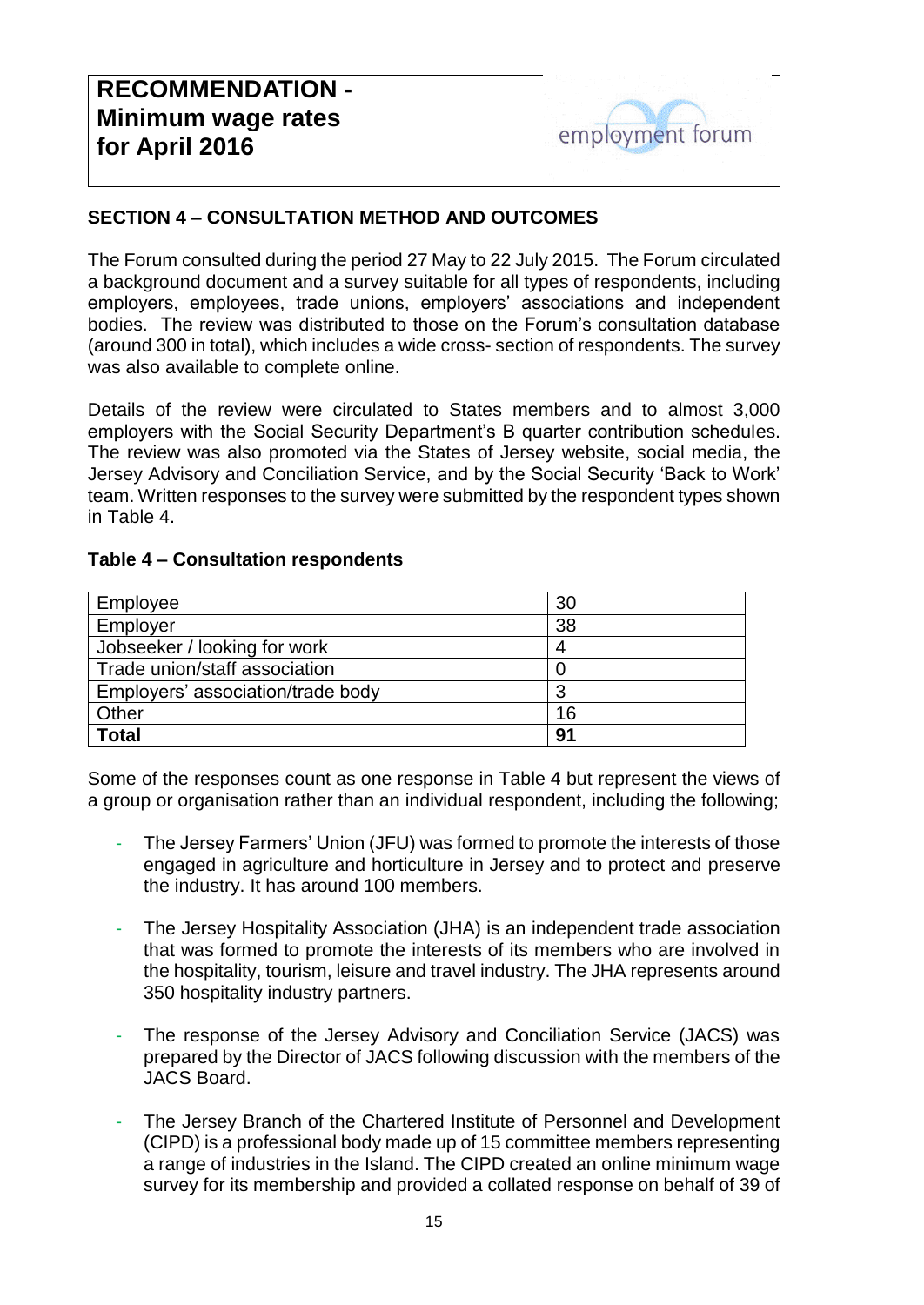# RECOMMENDATION - Minimum wage rates for April 2016

## SECTION 4 – CONSULTATION METHOD AND OUTCOMES

The Forum consulted during the period 27 May to 22 July 2015. The Forum circulated a background document and a survey suitable for all types of respondents, including employers, employees, trade unions, employers' associations and independent bodies. The review was distributed to those on the Forum's consultation database (around 300 in total), which includes a wide cross- section of respondents. The survey was also available to complete online.

Details of the review were circulated to States members and to almost 3,000 employers with the Social Security Department's B quarter contribution schedules. The review was also promoted via the States of Jersey website, social media, the Jersey Advisory and Conciliation Service, and by the Social Security 'Back to Work' team. Written responses to the survey were submitted by the respondent types shown in Table 4.

**Table 4 – Consultation respondents**

| Respondent type | Number |
|---|---|
| Employee | 30 |
| Employer | 38 |
| Jobseeker / looking for work | 4 |
| Trade union/staff association | 0 |
| Employers' association/trade body | 3 |
| Other | 16 |
| **Total** | **91** |

Some of the responses count as one response in Table 4 but represent the views of a group or organisation rather than an individual respondent, including the following;

- The Jersey Farmers' Union (JFU) was formed to promote the interests of those engaged in agriculture and horticulture in Jersey and to protect and preserve the industry. It has around 100 members.

- The Jersey Hospitality Association (JHA) is an independent trade association that was formed to promote the interests of its members who are involved in the hospitality, tourism, leisure and travel industry. The JHA represents around 350 hospitality industry partners.

- The response of the Jersey Advisory and Conciliation Service (JACS) was prepared by the Director of JACS following discussion with the members of the JACS Board.

- The Jersey Branch of the Chartered Institute of Personnel and Development (CIPD) is a professional body made up of 15 committee members representing a range of industries in the Island. The CIPD created an online minimum wage survey for its membership and provided a collated response on behalf of 39 of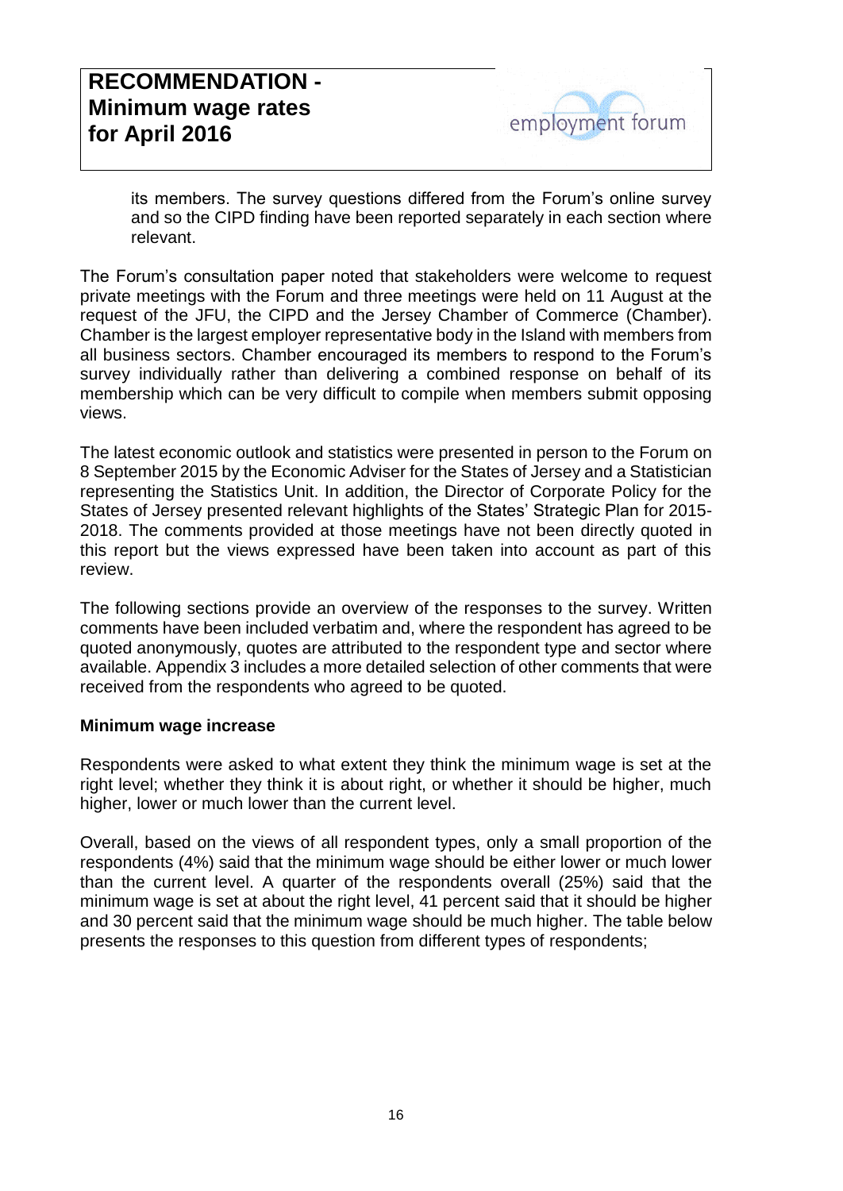its members. The survey questions differed from the Forum's online survey and so the CIPD finding have been reported separately in each section where relevant.

The Forum's consultation paper noted that stakeholders were welcome to request private meetings with the Forum and three meetings were held on 11 August at the request of the JFU, the CIPD and the Jersey Chamber of Commerce (Chamber). Chamber is the largest employer representative body in the Island with members from all business sectors. Chamber encouraged its members to respond to the Forum's survey individually rather than delivering a combined response on behalf of its membership which can be very difficult to compile when members submit opposing views.

The latest economic outlook and statistics were presented in person to the Forum on 8 September 2015 by the Economic Adviser for the States of Jersey and a Statistician representing the Statistics Unit. In addition, the Director of Corporate Policy for the States of Jersey presented relevant highlights of the States' Strategic Plan for 2015-2018. The comments provided at those meetings have not been directly quoted in this report but the views expressed have been taken into account as part of this review.

The following sections provide an overview of the responses to the survey. Written comments have been included verbatim and, where the respondent has agreed to be quoted anonymously, quotes are attributed to the respondent type and sector where available. Appendix 3 includes a more detailed selection of other comments that were received from the respondents who agreed to be quoted.

**Minimum wage increase**

Respondents were asked to what extent they think the minimum wage is set at the right level; whether they think it is about right, or whether it should be higher, much higher, lower or much lower than the current level.

Overall, based on the views of all respondent types, only a small proportion of the respondents (4%) said that the minimum wage should be either lower or much lower than the current level. A quarter of the respondents overall (25%) said that the minimum wage is set at about the right level, 41 percent said that it should be higher and 30 percent said that the minimum wage should be much higher. The table below presents the responses to this question from different types of respondents;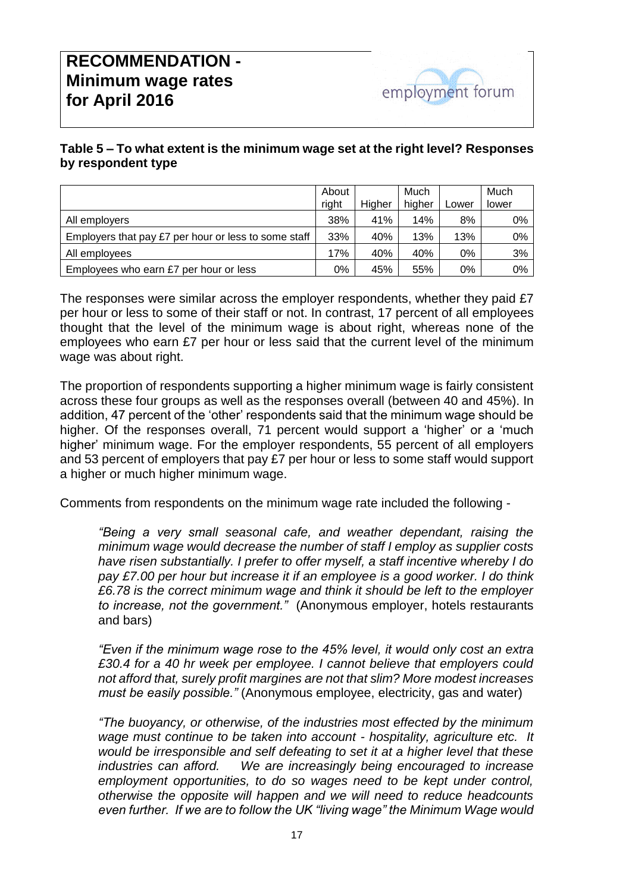# RECOMMENDATION - Minimum wage rates for April 2016

**Table 5 – To what extent is the minimum wage set at the right level? Responses by respondent type**

| | About right | Higher | Much higher | Lower | Much lower |
|---|---|---|---|---|---|
| All employers | 38% | 41% | 14% | 8% | 0% |
| Employers that pay £7 per hour or less to some staff | 33% | 40% | 13% | 13% | 0% |
| All employees | 17% | 40% | 40% | 0% | 3% |
| Employees who earn £7 per hour or less | 0% | 45% | 55% | 0% | 0% |

The responses were similar across the employer respondents, whether they paid £7 per hour or less to some of their staff or not. In contrast, 17 percent of all employees thought that the level of the minimum wage is about right, whereas none of the employees who earn £7 per hour or less said that the current level of the minimum wage was about right.

The proportion of respondents supporting a higher minimum wage is fairly consistent across these four groups as well as the responses overall (between 40 and 45%). In addition, 47 percent of the 'other' respondents said that the minimum wage should be higher. Of the responses overall, 71 percent would support a 'higher' or a 'much higher' minimum wage. For the employer respondents, 55 percent of all employers and 53 percent of employers that pay £7 per hour or less to some staff would support a higher or much higher minimum wage.

Comments from respondents on the minimum wage rate included the following -

> *"Being a very small seasonal cafe, and weather dependant, raising the minimum wage would decrease the number of staff I employ as supplier costs have risen substantially. I prefer to offer myself, a staff incentive whereby I do pay £7.00 per hour but increase it if an employee is a good worker. I do think £6.78 is the correct minimum wage and think it should be left to the employer to increase, not the government."* (Anonymous employer, hotels restaurants and bars)

> *"Even if the minimum wage rose to the 45% level, it would only cost an extra £30.4 for a 40 hr week per employee. I cannot believe that employers could not afford that, surely profit margines are not that slim? More modest increases must be easily possible."* (Anonymous employee, electricity, gas and water)

> *"The buoyancy, or otherwise, of the industries most effected by the minimum wage must continue to be taken into account - hospitality, agriculture etc. It would be irresponsible and self defeating to set it at a higher level that these industries can afford. We are increasingly being encouraged to increase employment opportunities, to do so wages need to be kept under control, otherwise the opposite will happen and we will need to reduce headcounts even further. If we are to follow the UK "living wage" the Minimum Wage would*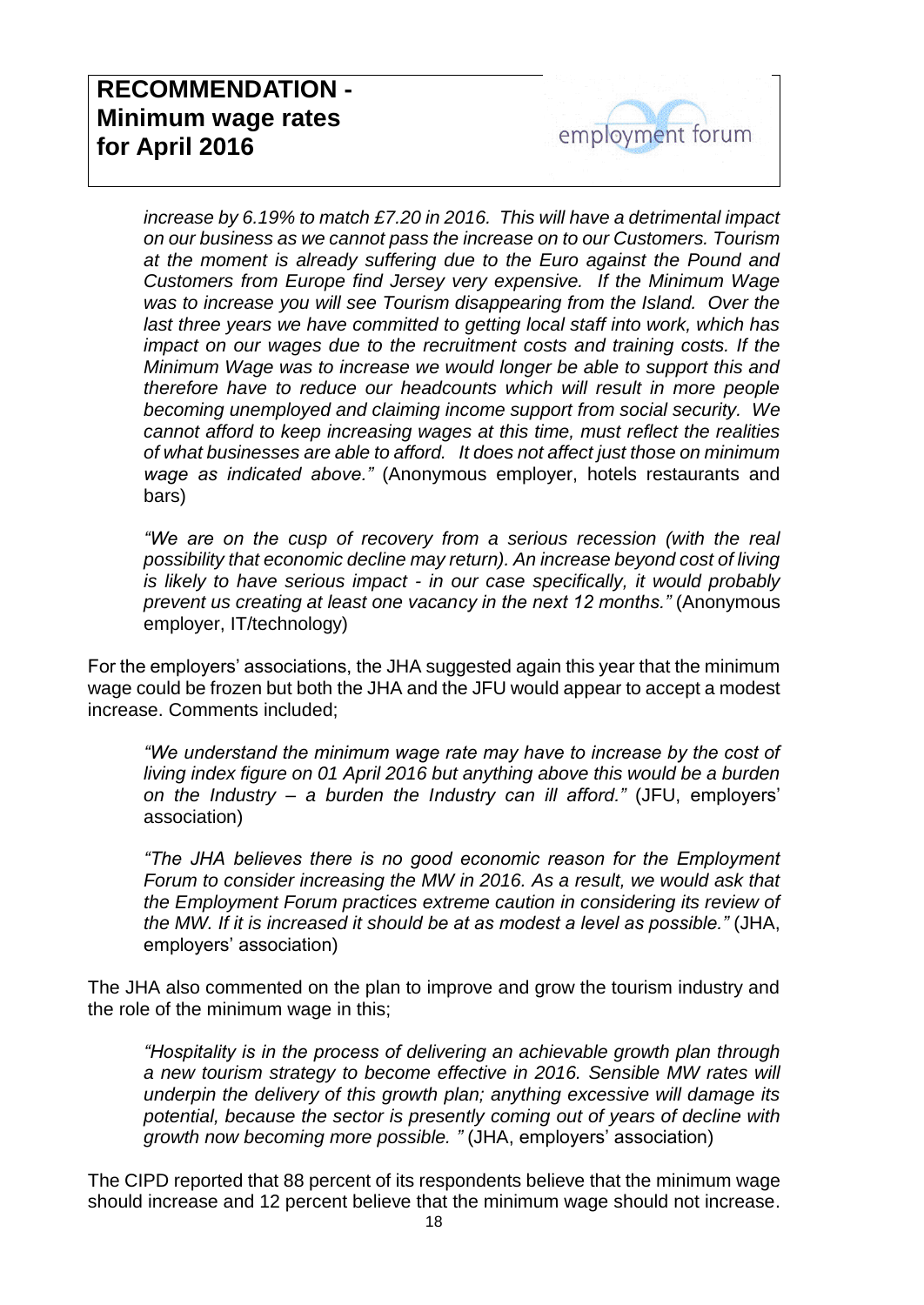*increase by 6.19% to match £7.20 in 2016. This will have a detrimental impact on our business as we cannot pass the increase on to our Customers. Tourism at the moment is already suffering due to the Euro against the Pound and Customers from Europe find Jersey very expensive. If the Minimum Wage was to increase you will see Tourism disappearing from the Island. Over the last three years we have committed to getting local staff into work, which has impact on our wages due to the recruitment costs and training costs. If the Minimum Wage was to increase we would longer be able to support this and therefore have to reduce our headcounts which will result in more people becoming unemployed and claiming income support from social security. We cannot afford to keep increasing wages at this time, must reflect the realities of what businesses are able to afford. It does not affect just those on minimum wage as indicated above."* (Anonymous employer, hotels restaurants and bars)

> *"We are on the cusp of recovery from a serious recession (with the real possibility that economic decline may return). An increase beyond cost of living is likely to have serious impact - in our case specifically, it would probably prevent us creating at least one vacancy in the next 12 months."* (Anonymous employer, IT/technology)

For the employers' associations, the JHA suggested again this year that the minimum wage could be frozen but both the JHA and the JFU would appear to accept a modest increase. Comments included;

> *"We understand the minimum wage rate may have to increase by the cost of living index figure on 01 April 2016 but anything above this would be a burden on the Industry – a burden the Industry can ill afford."* (JFU, employers' association)

> *"The JHA believes there is no good economic reason for the Employment Forum to consider increasing the MW in 2016. As a result, we would ask that the Employment Forum practices extreme caution in considering its review of the MW. If it is increased it should be at as modest a level as possible."* (JHA, employers' association)

The JHA also commented on the plan to improve and grow the tourism industry and the role of the minimum wage in this;

> *"Hospitality is in the process of delivering an achievable growth plan through a new tourism strategy to become effective in 2016. Sensible MW rates will underpin the delivery of this growth plan; anything excessive will damage its potential, because the sector is presently coming out of years of decline with growth now becoming more possible. "* (JHA, employers' association)

The CIPD reported that 88 percent of its respondents believe that the minimum wage should increase and 12 percent believe that the minimum wage should not increase.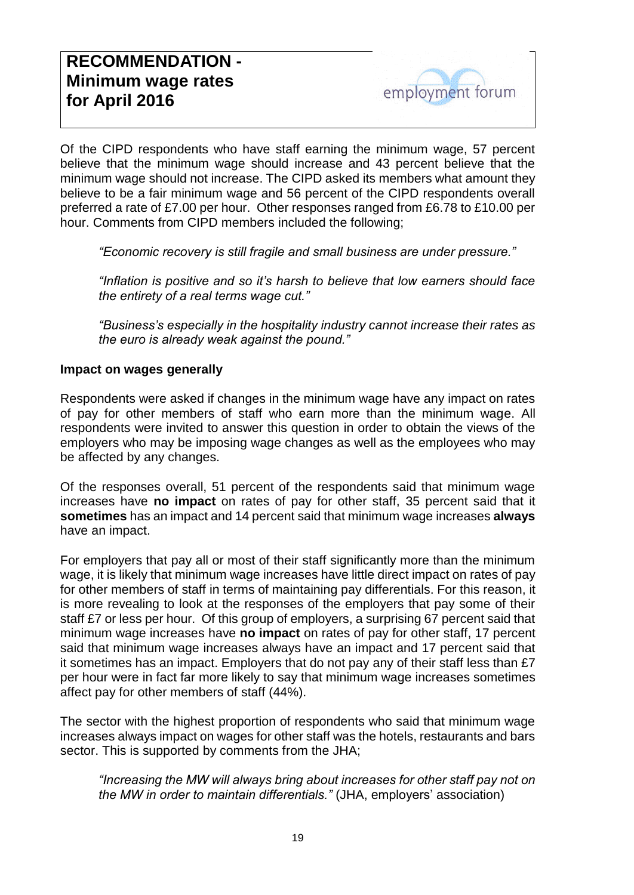Of the CIPD respondents who have staff earning the minimum wage, 57 percent believe that the minimum wage should increase and 43 percent believe that the minimum wage should not increase. The CIPD asked its members what amount they believe to be a fair minimum wage and 56 percent of the CIPD respondents overall preferred a rate of £7.00 per hour. Other responses ranged from £6.78 to £10.00 per hour. Comments from CIPD members included the following;

> *"Economic recovery is still fragile and small business are under pressure."*
>
> *"Inflation is positive and so it's harsh to believe that low earners should face the entirety of a real terms wage cut."*
>
> *"Business's especially in the hospitality industry cannot increase their rates as the euro is already weak against the pound."*

**Impact on wages generally**

Respondents were asked if changes in the minimum wage have any impact on rates of pay for other members of staff who earn more than the minimum wage. All respondents were invited to answer this question in order to obtain the views of the employers who may be imposing wage changes as well as the employees who may be affected by any changes.

Of the responses overall, 51 percent of the respondents said that minimum wage increases have **no impact** on rates of pay for other staff, 35 percent said that it **sometimes** has an impact and 14 percent said that minimum wage increases **always** have an impact.

For employers that pay all or most of their staff significantly more than the minimum wage, it is likely that minimum wage increases have little direct impact on rates of pay for other members of staff in terms of maintaining pay differentials. For this reason, it is more revealing to look at the responses of the employers that pay some of their staff £7 or less per hour. Of this group of employers, a surprising 67 percent said that minimum wage increases have **no impact** on rates of pay for other staff, 17 percent said that minimum wage increases always have an impact and 17 percent said that it sometimes has an impact. Employers that do not pay any of their staff less than £7 per hour were in fact far more likely to say that minimum wage increases sometimes affect pay for other members of staff (44%).

The sector with the highest proportion of respondents who said that minimum wage increases always impact on wages for other staff was the hotels, restaurants and bars sector. This is supported by comments from the JHA;

> *"Increasing the MW will always bring about increases for other staff pay not on the MW in order to maintain differentials."* (JHA, employers' association)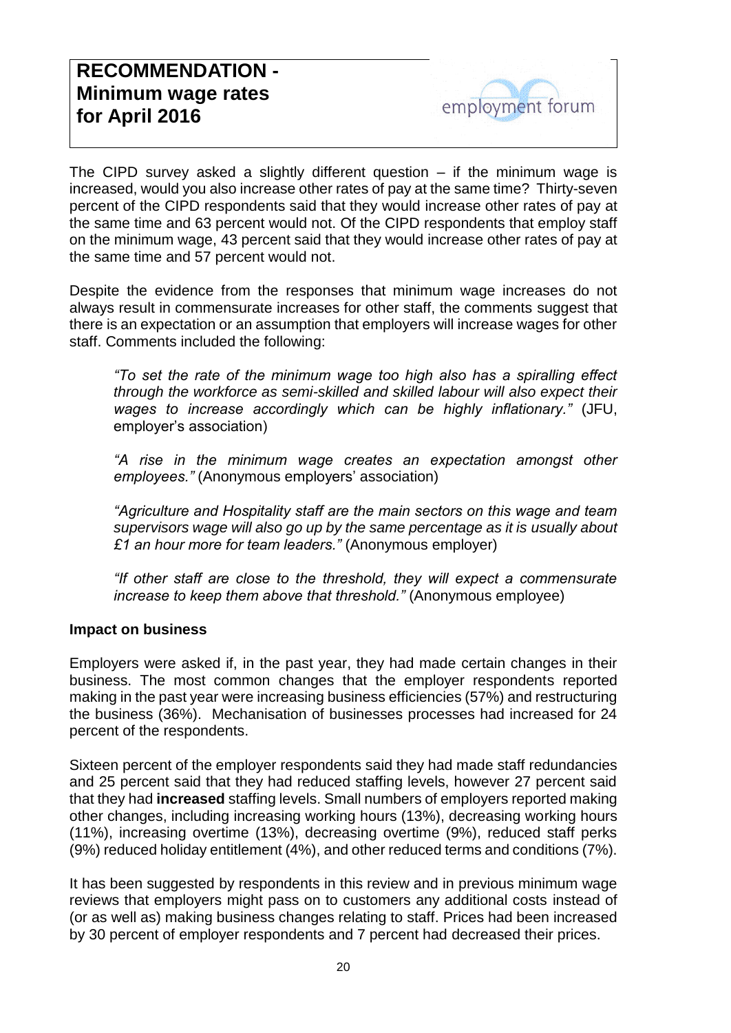The CIPD survey asked a slightly different question – if the minimum wage is increased, would you also increase other rates of pay at the same time? Thirty-seven percent of the CIPD respondents said that they would increase other rates of pay at the same time and 63 percent would not. Of the CIPD respondents that employ staff on the minimum wage, 43 percent said that they would increase other rates of pay at the same time and 57 percent would not.

Despite the evidence from the responses that minimum wage increases do not always result in commensurate increases for other staff, the comments suggest that there is an expectation or an assumption that employers will increase wages for other staff. Comments included the following:

> *"To set the rate of the minimum wage too high also has a spiralling effect through the workforce as semi-skilled and skilled labour will also expect their wages to increase accordingly which can be highly inflationary."* (JFU, employer's association)

> *"A rise in the minimum wage creates an expectation amongst other employees."* (Anonymous employers' association)

> *"Agriculture and Hospitality staff are the main sectors on this wage and team supervisors wage will also go up by the same percentage as it is usually about £1 an hour more for team leaders."* (Anonymous employer)

> *"If other staff are close to the threshold, they will expect a commensurate increase to keep them above that threshold."* (Anonymous employee)

**Impact on business**

Employers were asked if, in the past year, they had made certain changes in their business. The most common changes that the employer respondents reported making in the past year were increasing business efficiencies (57%) and restructuring the business (36%). Mechanisation of businesses processes had increased for 24 percent of the respondents.

Sixteen percent of the employer respondents said they had made staff redundancies and 25 percent said that they had reduced staffing levels, however 27 percent said that they had **increased** staffing levels. Small numbers of employers reported making other changes, including increasing working hours (13%), decreasing working hours (11%), increasing overtime (13%), decreasing overtime (9%), reduced staff perks (9%) reduced holiday entitlement (4%), and other reduced terms and conditions (7%).

It has been suggested by respondents in this review and in previous minimum wage reviews that employers might pass on to customers any additional costs instead of (or as well as) making business changes relating to staff. Prices had been increased by 30 percent of employer respondents and 7 percent had decreased their prices.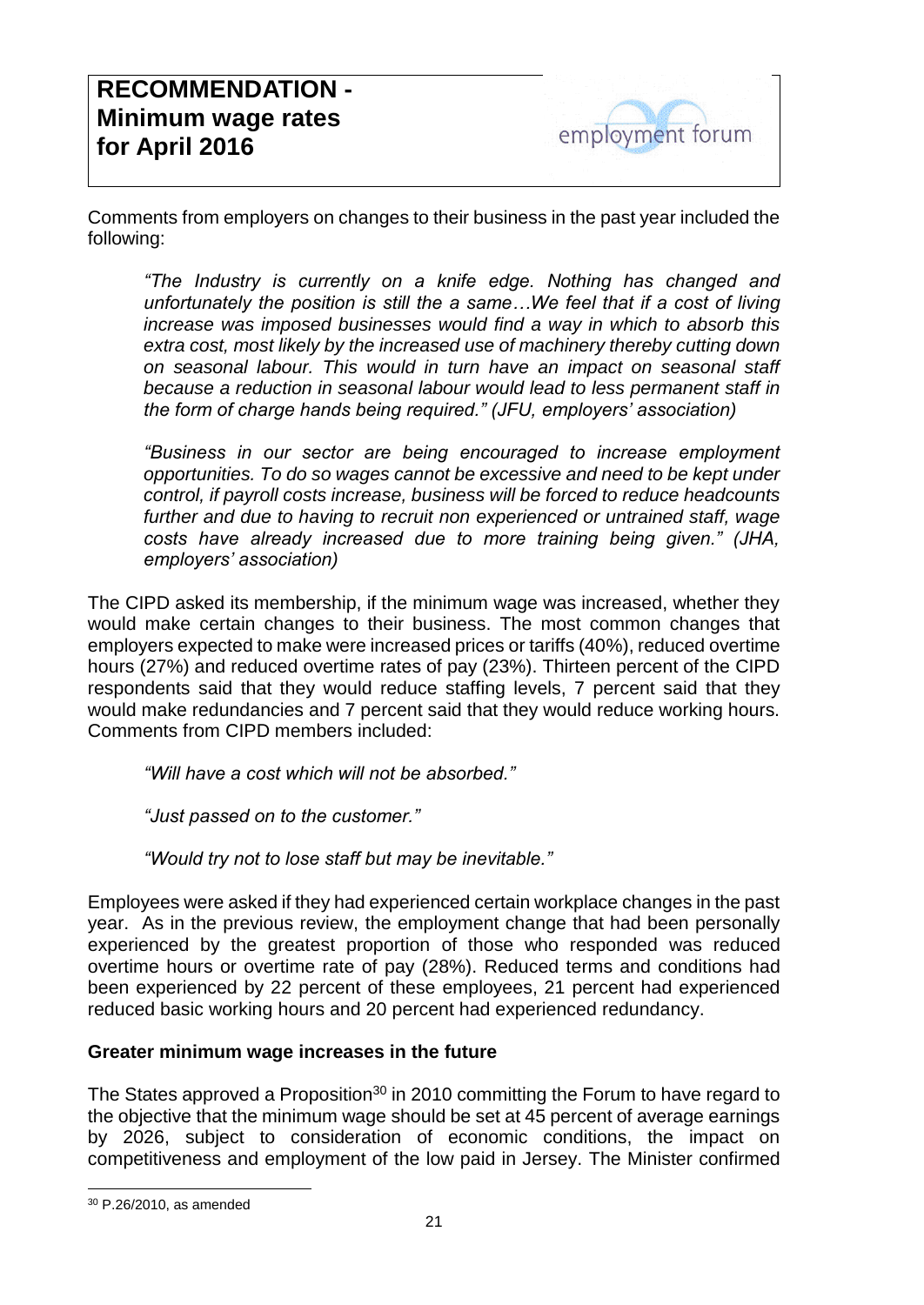Comments from employers on changes to their business in the past year included the following:

> *"The Industry is currently on a knife edge. Nothing has changed and unfortunately the position is still the a same…We feel that if a cost of living increase was imposed businesses would find a way in which to absorb this extra cost, most likely by the increased use of machinery thereby cutting down on seasonal labour. This would in turn have an impact on seasonal staff because a reduction in seasonal labour would lead to less permanent staff in the form of charge hands being required." (JFU, employers' association)*

> *"Business in our sector are being encouraged to increase employment opportunities. To do so wages cannot be excessive and need to be kept under control, if payroll costs increase, business will be forced to reduce headcounts further and due to having to recruit non experienced or untrained staff, wage costs have already increased due to more training being given." (JHA, employers' association)*

The CIPD asked its membership, if the minimum wage was increased, whether they would make certain changes to their business. The most common changes that employers expected to make were increased prices or tariffs (40%), reduced overtime hours (27%) and reduced overtime rates of pay (23%). Thirteen percent of the CIPD respondents said that they would reduce staffing levels, 7 percent said that they would make redundancies and 7 percent said that they would reduce working hours. Comments from CIPD members included:

> *"Will have a cost which will not be absorbed."*

> *"Just passed on to the customer."*

> *"Would try not to lose staff but may be inevitable."*

Employees were asked if they had experienced certain workplace changes in the past year. As in the previous review, the employment change that had been personally experienced by the greatest proportion of those who responded was reduced overtime hours or overtime rate of pay (28%). Reduced terms and conditions had been experienced by 22 percent of these employees, 21 percent had experienced reduced basic working hours and 20 percent had experienced redundancy.

**Greater minimum wage increases in the future**

The States approved a Proposition[30] in 2010 committing the Forum to have regard to the objective that the minimum wage should be set at 45 percent of average earnings by 2026, subject to consideration of economic conditions, the impact on competitiveness and employment of the low paid in Jersey. The Minister confirmed

[30] P.26/2010, as amended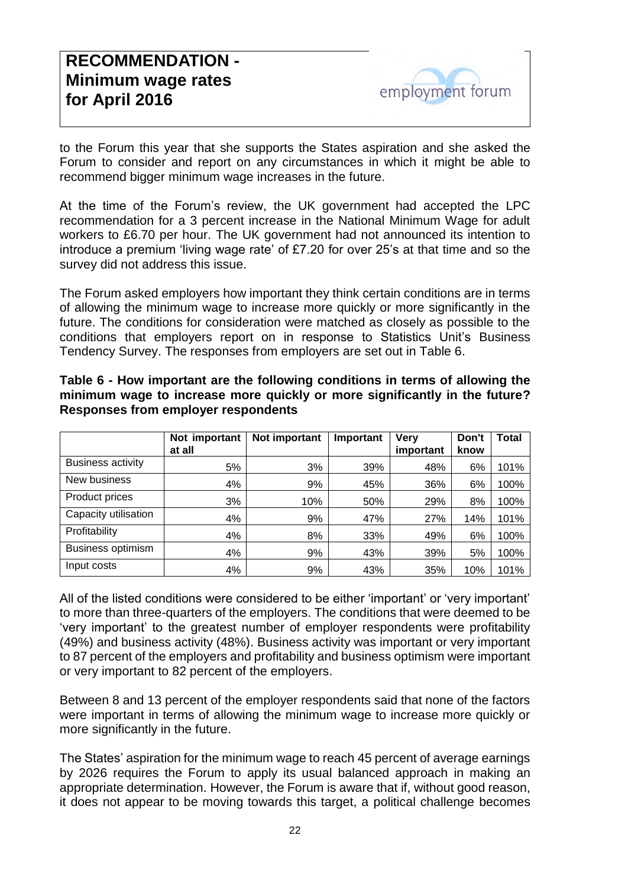to the Forum this year that she supports the States aspiration and she asked the Forum to consider and report on any circumstances in which it might be able to recommend bigger minimum wage increases in the future.

At the time of the Forum's review, the UK government had accepted the LPC recommendation for a 3 percent increase in the National Minimum Wage for adult workers to £6.70 per hour. The UK government had not announced its intention to introduce a premium 'living wage rate' of £7.20 for over 25's at that time and so the survey did not address this issue.

The Forum asked employers how important they think certain conditions are in terms of allowing the minimum wage to increase more quickly or more significantly in the future. The conditions for consideration were matched as closely as possible to the conditions that employers report on in response to Statistics Unit's Business Tendency Survey. The responses from employers are set out in Table 6.

**Table 6 - How important are the following conditions in terms of allowing the minimum wage to increase more quickly or more significantly in the future? Responses from employer respondents**

| | Not important at all | Not important | Important | Very important | Don't know | Total |
|---|---|---|---|---|---|---|
| Business activity | 5% | 3% | 39% | 48% | 6% | 101% |
| New business | 4% | 9% | 45% | 36% | 6% | 100% |
| Product prices | 3% | 10% | 50% | 29% | 8% | 100% |
| Capacity utilisation | 4% | 9% | 47% | 27% | 14% | 101% |
| Profitability | 4% | 8% | 33% | 49% | 6% | 100% |
| Business optimism | 4% | 9% | 43% | 39% | 5% | 100% |
| Input costs | 4% | 9% | 43% | 35% | 10% | 101% |

All of the listed conditions were considered to be either 'important' or 'very important' to more than three-quarters of the employers. The conditions that were deemed to be 'very important' to the greatest number of employer respondents were profitability (49%) and business activity (48%). Business activity was important or very important to 87 percent of the employers and profitability and business optimism were important or very important to 82 percent of the employers.

Between 8 and 13 percent of the employer respondents said that none of the factors were important in terms of allowing the minimum wage to increase more quickly or more significantly in the future.

The States' aspiration for the minimum wage to reach 45 percent of average earnings by 2026 requires the Forum to apply its usual balanced approach in making an appropriate determination. However, the Forum is aware that if, without good reason, it does not appear to be moving towards this target, a political challenge becomes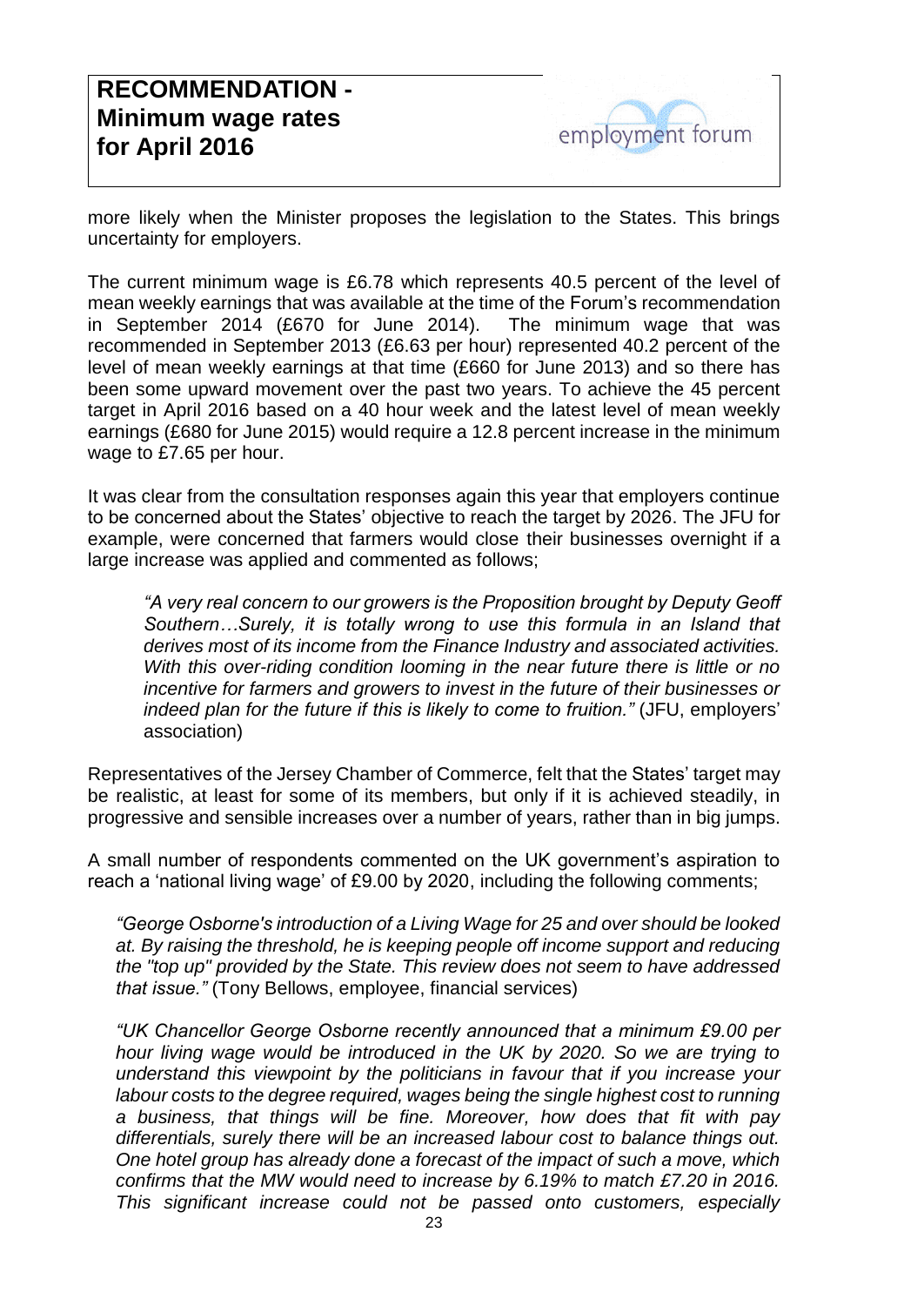more likely when the Minister proposes the legislation to the States. This brings uncertainty for employers.

The current minimum wage is £6.78 which represents 40.5 percent of the level of mean weekly earnings that was available at the time of the Forum's recommendation in September 2014 (£670 for June 2014). The minimum wage that was recommended in September 2013 (£6.63 per hour) represented 40.2 percent of the level of mean weekly earnings at that time (£660 for June 2013) and so there has been some upward movement over the past two years. To achieve the 45 percent target in April 2016 based on a 40 hour week and the latest level of mean weekly earnings (£680 for June 2015) would require a 12.8 percent increase in the minimum wage to £7.65 per hour.

It was clear from the consultation responses again this year that employers continue to be concerned about the States' objective to reach the target by 2026. The JFU for example, were concerned that farmers would close their businesses overnight if a large increase was applied and commented as follows;

> *"A very real concern to our growers is the Proposition brought by Deputy Geoff Southern…Surely, it is totally wrong to use this formula in an Island that derives most of its income from the Finance Industry and associated activities. With this over-riding condition looming in the near future there is little or no incentive for farmers and growers to invest in the future of their businesses or indeed plan for the future if this is likely to come to fruition."* (JFU, employers' association)

Representatives of the Jersey Chamber of Commerce, felt that the States' target may be realistic, at least for some of its members, but only if it is achieved steadily, in progressive and sensible increases over a number of years, rather than in big jumps.

A small number of respondents commented on the UK government's aspiration to reach a 'national living wage' of £9.00 by 2020, including the following comments;

> *"George Osborne's introduction of a Living Wage for 25 and over should be looked at. By raising the threshold, he is keeping people off income support and reducing the "top up" provided by the State. This review does not seem to have addressed that issue."* (Tony Bellows, employee, financial services)

> *"UK Chancellor George Osborne recently announced that a minimum £9.00 per hour living wage would be introduced in the UK by 2020. So we are trying to understand this viewpoint by the politicians in favour that if you increase your labour costs to the degree required, wages being the single highest cost to running a business, that things will be fine. Moreover, how does that fit with pay differentials, surely there will be an increased labour cost to balance things out. One hotel group has already done a forecast of the impact of such a move, which confirms that the MW would need to increase by 6.19% to match £7.20 in 2016. This significant increase could not be passed onto customers, especially*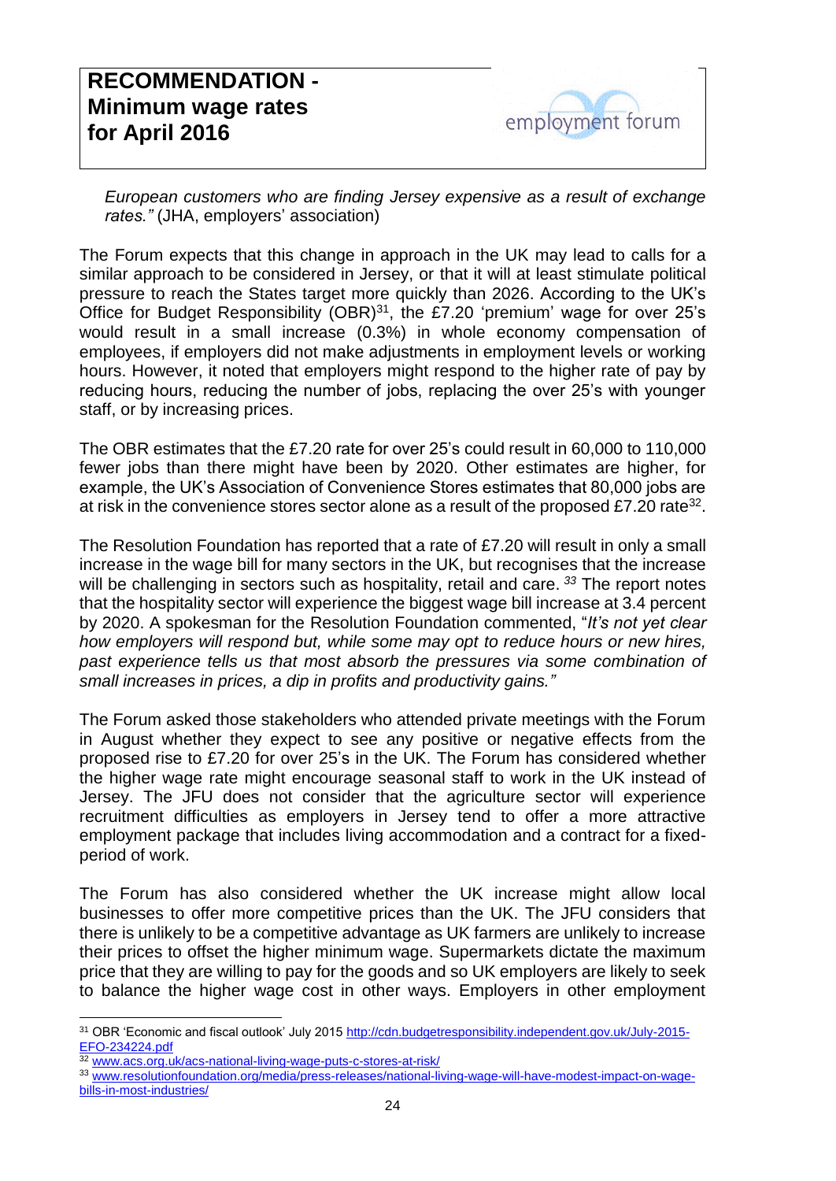*European customers who are finding Jersey expensive as a result of exchange rates."* (JHA, employers' association)

The Forum expects that this change in approach in the UK may lead to calls for a similar approach to be considered in Jersey, or that it will at least stimulate political pressure to reach the States target more quickly than 2026. According to the UK's Office for Budget Responsibility (OBR)[31], the £7.20 'premium' wage for over 25's would result in a small increase (0.3%) in whole economy compensation of employees, if employers did not make adjustments in employment levels or working hours. However, it noted that employers might respond to the higher rate of pay by reducing hours, reducing the number of jobs, replacing the over 25's with younger staff, or by increasing prices.

The OBR estimates that the £7.20 rate for over 25's could result in 60,000 to 110,000 fewer jobs than there might have been by 2020. Other estimates are higher, for example, the UK's Association of Convenience Stores estimates that 80,000 jobs are at risk in the convenience stores sector alone as a result of the proposed £7.20 rate[32].

The Resolution Foundation has reported that a rate of £7.20 will result in only a small increase in the wage bill for many sectors in the UK, but recognises that the increase will be challenging in sectors such as hospitality, retail and care. [33] The report notes that the hospitality sector will experience the biggest wage bill increase at 3.4 percent by 2020. A spokesman for the Resolution Foundation commented, "*It's not yet clear how employers will respond but, while some may opt to reduce hours or new hires, past experience tells us that most absorb the pressures via some combination of small increases in prices, a dip in profits and productivity gains."*

The Forum asked those stakeholders who attended private meetings with the Forum in August whether they expect to see any positive or negative effects from the proposed rise to £7.20 for over 25's in the UK. The Forum has considered whether the higher wage rate might encourage seasonal staff to work in the UK instead of Jersey. The JFU does not consider that the agriculture sector will experience recruitment difficulties as employers in Jersey tend to offer a more attractive employment package that includes living accommodation and a contract for a fixed-period of work.

The Forum has also considered whether the UK increase might allow local businesses to offer more competitive prices than the UK. The JFU considers that there is unlikely to be a competitive advantage as UK farmers are unlikely to increase their prices to offset the higher minimum wage. Supermarkets dictate the maximum price that they are willing to pay for the goods and so UK employers are likely to seek to balance the higher wage cost in other ways. Employers in other employment

---

[31] OBR 'Economic and fiscal outlook' July 2015 http://cdn.budgetresponsibility.independent.gov.uk/July-2015-EFO-234224.pdf

[32] www.acs.org.uk/acs-national-living-wage-puts-c-stores-at-risk/

[33] www.resolutionfoundation.org/media/press-releases/national-living-wage-will-have-modest-impact-on-wage-bills-in-most-industries/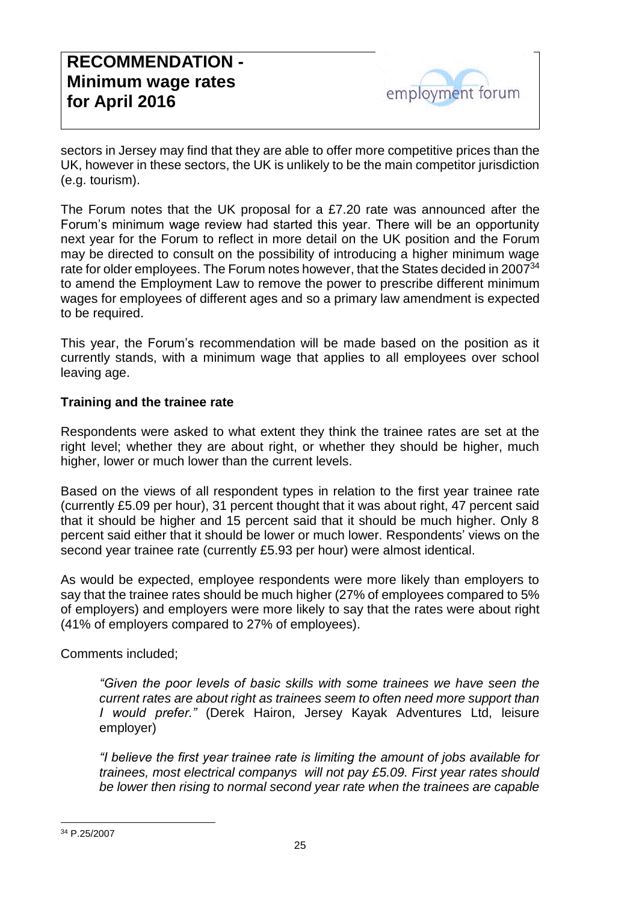sectors in Jersey may find that they are able to offer more competitive prices than the UK, however in these sectors, the UK is unlikely to be the main competitor jurisdiction (e.g. tourism).

The Forum notes that the UK proposal for a £7.20 rate was announced after the Forum's minimum wage review had started this year. There will be an opportunity next year for the Forum to reflect in more detail on the UK position and the Forum may be directed to consult on the possibility of introducing a higher minimum wage rate for older employees. The Forum notes however, that the States decided in 2007[34] to amend the Employment Law to remove the power to prescribe different minimum wages for employees of different ages and so a primary law amendment is expected to be required.

This year, the Forum's recommendation will be made based on the position as it currently stands, with a minimum wage that applies to all employees over school leaving age.

**Training and the trainee rate**

Respondents were asked to what extent they think the trainee rates are set at the right level; whether they are about right, or whether they should be higher, much higher, lower or much lower than the current levels.

Based on the views of all respondent types in relation to the first year trainee rate (currently £5.09 per hour), 31 percent thought that it was about right, 47 percent said that it should be higher and 15 percent said that it should be much higher. Only 8 percent said either that it should be lower or much lower. Respondents' views on the second year trainee rate (currently £5.93 per hour) were almost identical.

As would be expected, employee respondents were more likely than employers to say that the trainee rates should be much higher (27% of employees compared to 5% of employers) and employers were more likely to say that the rates were about right (41% of employers compared to 27% of employees).

Comments included;

> *"Given the poor levels of basic skills with some trainees we have seen the current rates are about right as trainees seem to often need more support than I would prefer."* (Derek Hairon, Jersey Kayak Adventures Ltd, leisure employer)

> *"I believe the first year trainee rate is limiting the amount of jobs available for trainees, most electrical companys will not pay £5.09. First year rates should be lower then rising to normal second year rate when the trainees are capable*

[34] P.25/2007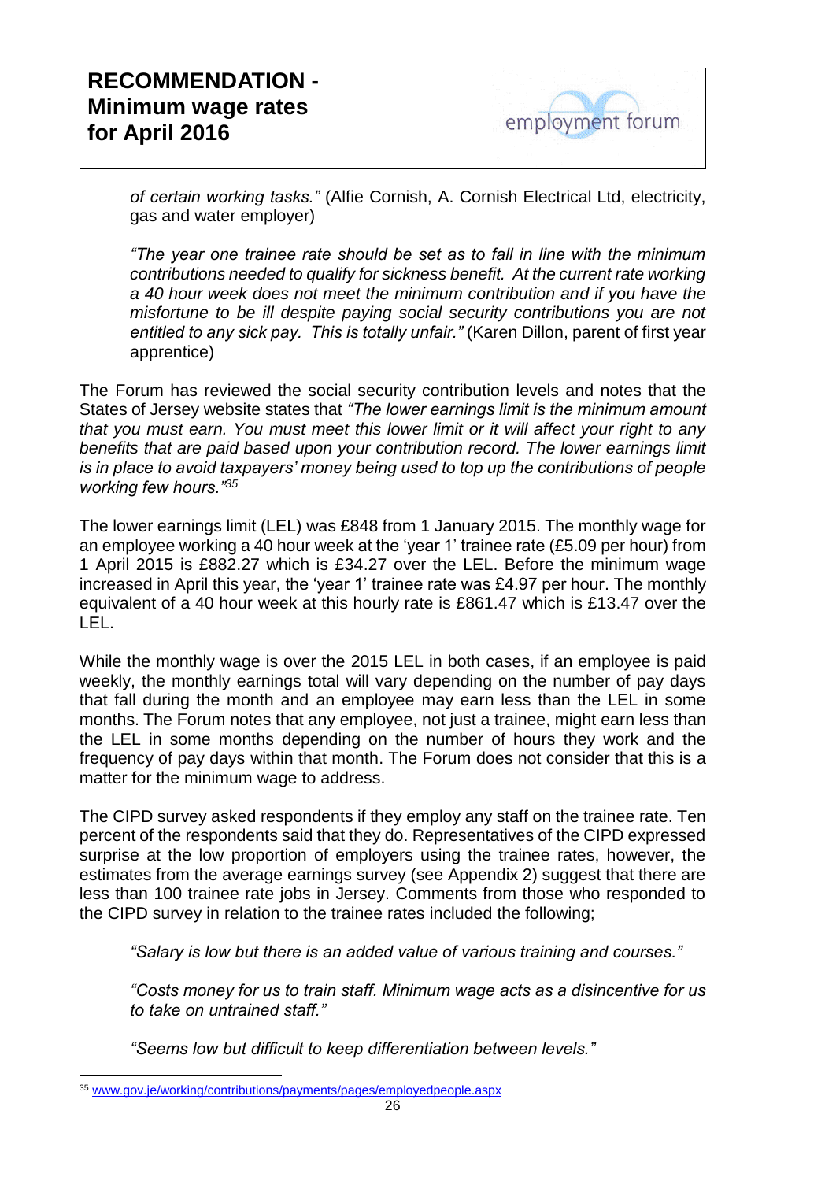*of certain working tasks."* (Alfie Cornish, A. Cornish Electrical Ltd, electricity, gas and water employer)

> *"The year one trainee rate should be set as to fall in line with the minimum contributions needed to qualify for sickness benefit. At the current rate working a 40 hour week does not meet the minimum contribution and if you have the misfortune to be ill despite paying social security contributions you are not entitled to any sick pay. This is totally unfair."* (Karen Dillon, parent of first year apprentice)

The Forum has reviewed the social security contribution levels and notes that the States of Jersey website states that *"The lower earnings limit is the minimum amount that you must earn. You must meet this lower limit or it will affect your right to any benefits that are paid based upon your contribution record. The lower earnings limit is in place to avoid taxpayers' money being used to top up the contributions of people working few hours."*[35]

The lower earnings limit (LEL) was £848 from 1 January 2015. The monthly wage for an employee working a 40 hour week at the 'year 1' trainee rate (£5.09 per hour) from 1 April 2015 is £882.27 which is £34.27 over the LEL. Before the minimum wage increased in April this year, the 'year 1' trainee rate was £4.97 per hour. The monthly equivalent of a 40 hour week at this hourly rate is £861.47 which is £13.47 over the LEL.

While the monthly wage is over the 2015 LEL in both cases, if an employee is paid weekly, the monthly earnings total will vary depending on the number of pay days that fall during the month and an employee may earn less than the LEL in some months. The Forum notes that any employee, not just a trainee, might earn less than the LEL in some months depending on the number of hours they work and the frequency of pay days within that month. The Forum does not consider that this is a matter for the minimum wage to address.

The CIPD survey asked respondents if they employ any staff on the trainee rate. Ten percent of the respondents said that they do. Representatives of the CIPD expressed surprise at the low proportion of employers using the trainee rates, however, the estimates from the average earnings survey (see Appendix 2) suggest that there are less than 100 trainee rate jobs in Jersey. Comments from those who responded to the CIPD survey in relation to the trainee rates included the following;

> *"Salary is low but there is an added value of various training and courses."*
>
> *"Costs money for us to train staff. Minimum wage acts as a disincentive for us to take on untrained staff."*
>
> *"Seems low but difficult to keep differentiation between levels."*

---

[35] www.gov.je/working/contributions/payments/pages/employedpeople.aspx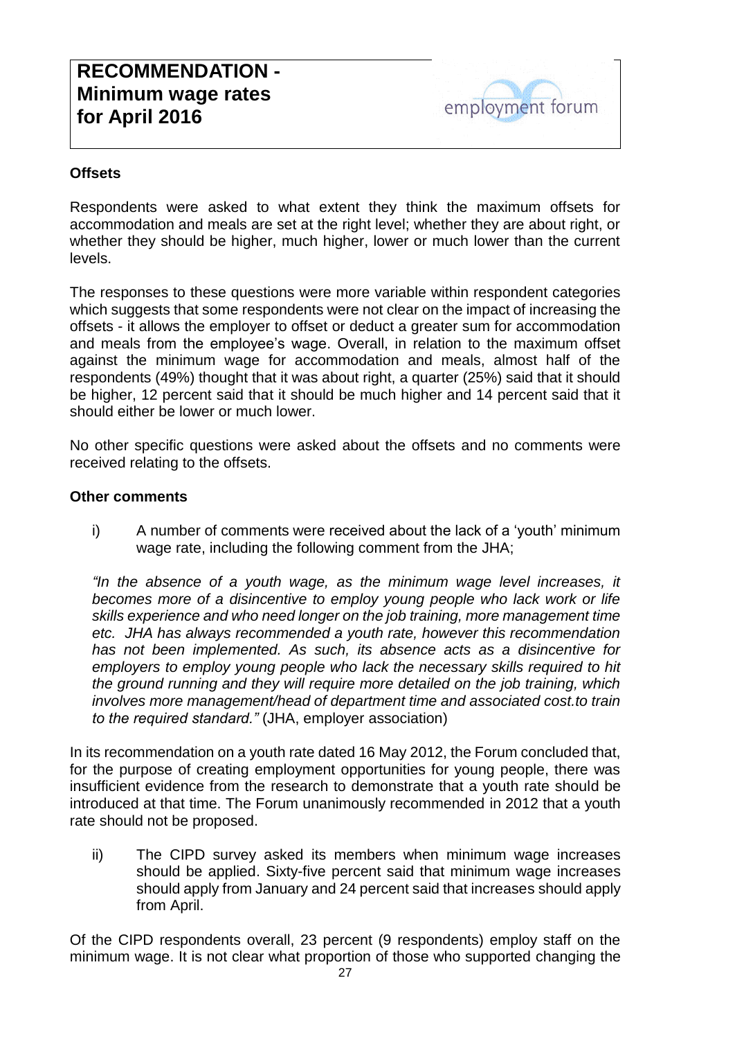# RECOMMENDATION - Minimum wage rates for April 2016

### Offsets

Respondents were asked to what extent they think the maximum offsets for accommodation and meals are set at the right level; whether they are about right, or whether they should be higher, much higher, lower or much lower than the current levels.

The responses to these questions were more variable within respondent categories which suggests that some respondents were not clear on the impact of increasing the offsets - it allows the employer to offset or deduct a greater sum for accommodation and meals from the employee's wage. Overall, in relation to the maximum offset against the minimum wage for accommodation and meals, almost half of the respondents (49%) thought that it was about right, a quarter (25%) said that it should be higher, 12 percent said that it should be much higher and 14 percent said that it should either be lower or much lower.

No other specific questions were asked about the offsets and no comments were received relating to the offsets.

### Other comments

i) A number of comments were received about the lack of a 'youth' minimum wage rate, including the following comment from the JHA;

*"In the absence of a youth wage, as the minimum wage level increases, it becomes more of a disincentive to employ young people who lack work or life skills experience and who need longer on the job training, more management time etc. JHA has always recommended a youth rate, however this recommendation has not been implemented. As such, its absence acts as a disincentive for employers to employ young people who lack the necessary skills required to hit the ground running and they will require more detailed on the job training, which involves more management/head of department time and associated cost.to train to the required standard."* (JHA, employer association)

In its recommendation on a youth rate dated 16 May 2012, the Forum concluded that, for the purpose of creating employment opportunities for young people, there was insufficient evidence from the research to demonstrate that a youth rate should be introduced at that time. The Forum unanimously recommended in 2012 that a youth rate should not be proposed.

ii) The CIPD survey asked its members when minimum wage increases should be applied. Sixty-five percent said that minimum wage increases should apply from January and 24 percent said that increases should apply from April.

Of the CIPD respondents overall, 23 percent (9 respondents) employ staff on the minimum wage. It is not clear what proportion of those who supported changing the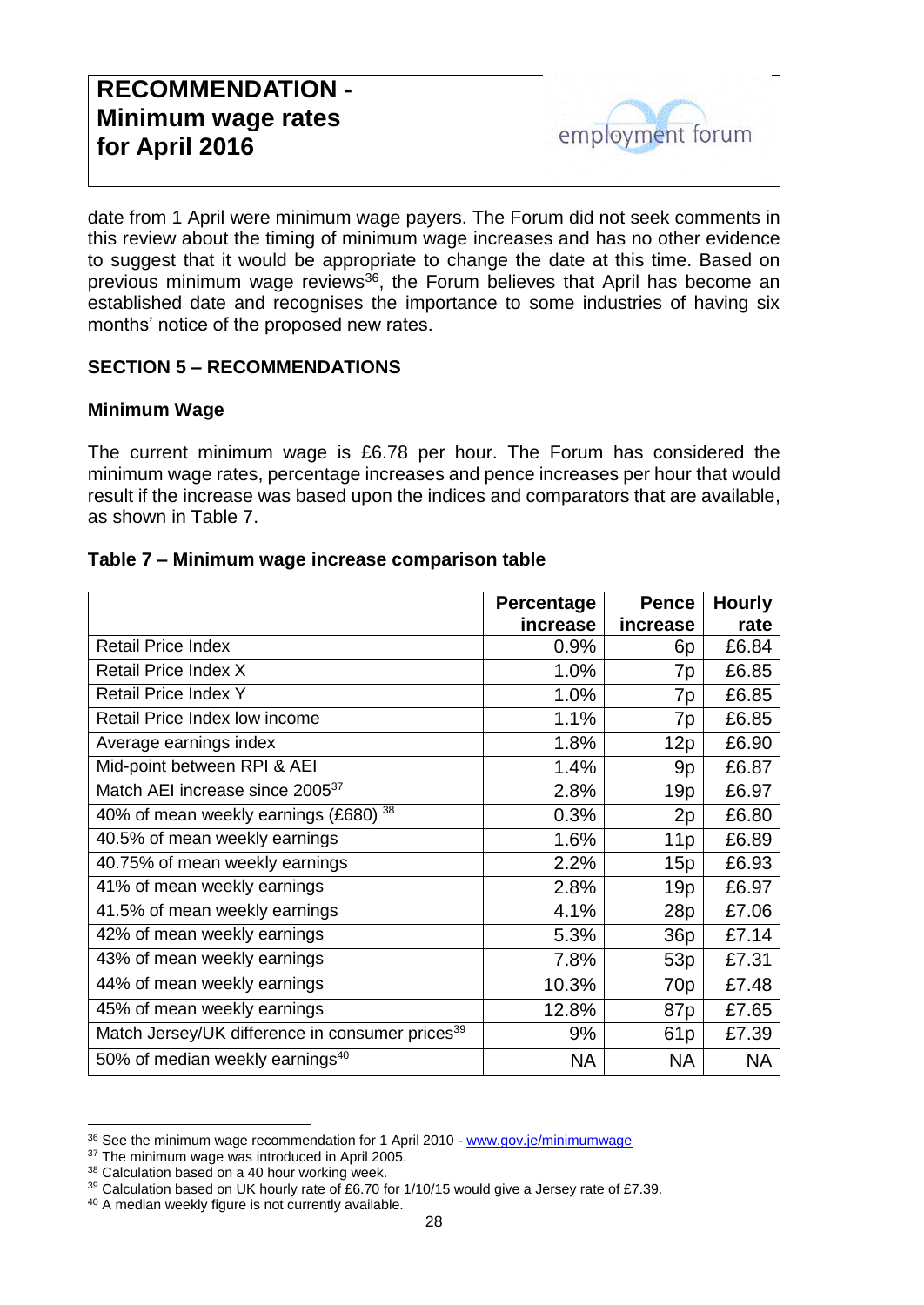date from 1 April were minimum wage payers. The Forum did not seek comments in this review about the timing of minimum wage increases and has no other evidence to suggest that it would be appropriate to change the date at this time. Based on previous minimum wage reviews[36], the Forum believes that April has become an established date and recognises the importance to some industries of having six months' notice of the proposed new rates.

## SECTION 5 – RECOMMENDATIONS

### Minimum Wage

The current minimum wage is £6.78 per hour. The Forum has considered the minimum wage rates, percentage increases and pence increases per hour that would result if the increase was based upon the indices and comparators that are available, as shown in Table 7.

**Table 7 – Minimum wage increase comparison table**

| | Percentage increase | Pence increase | Hourly rate |
|---|---|---|---|
| Retail Price Index | 0.9% | 6p | £6.84 |
| Retail Price Index X | 1.0% | 7p | £6.85 |
| Retail Price Index Y | 1.0% | 7p | £6.85 |
| Retail Price Index low income | 1.1% | 7p | £6.85 |
| Average earnings index | 1.8% | 12p | £6.90 |
| Mid-point between RPI & AEI | 1.4% | 9p | £6.87 |
| Match AEI increase since 2005[37] | 2.8% | 19p | £6.97 |
| 40% of mean weekly earnings (£680) [38] | 0.3% | 2p | £6.80 |
| 40.5% of mean weekly earnings | 1.6% | 11p | £6.89 |
| 40.75% of mean weekly earnings | 2.2% | 15p | £6.93 |
| 41% of mean weekly earnings | 2.8% | 19p | £6.97 |
| 41.5% of mean weekly earnings | 4.1% | 28p | £7.06 |
| 42% of mean weekly earnings | 5.3% | 36p | £7.14 |
| 43% of mean weekly earnings | 7.8% | 53p | £7.31 |
| 44% of mean weekly earnings | 10.3% | 70p | £7.48 |
| 45% of mean weekly earnings | 12.8% | 87p | £7.65 |
| Match Jersey/UK difference in consumer prices[39] | 9% | 61p | £7.39 |
| 50% of median weekly earnings[40] | NA | NA | NA |

---

[36] See the minimum wage recommendation for 1 April 2010 - www.gov.je/minimumwage

[37] The minimum wage was introduced in April 2005.

[38] Calculation based on a 40 hour working week.

[39] Calculation based on UK hourly rate of £6.70 for 1/10/15 would give a Jersey rate of £7.39.

[40] A median weekly figure is not currently available.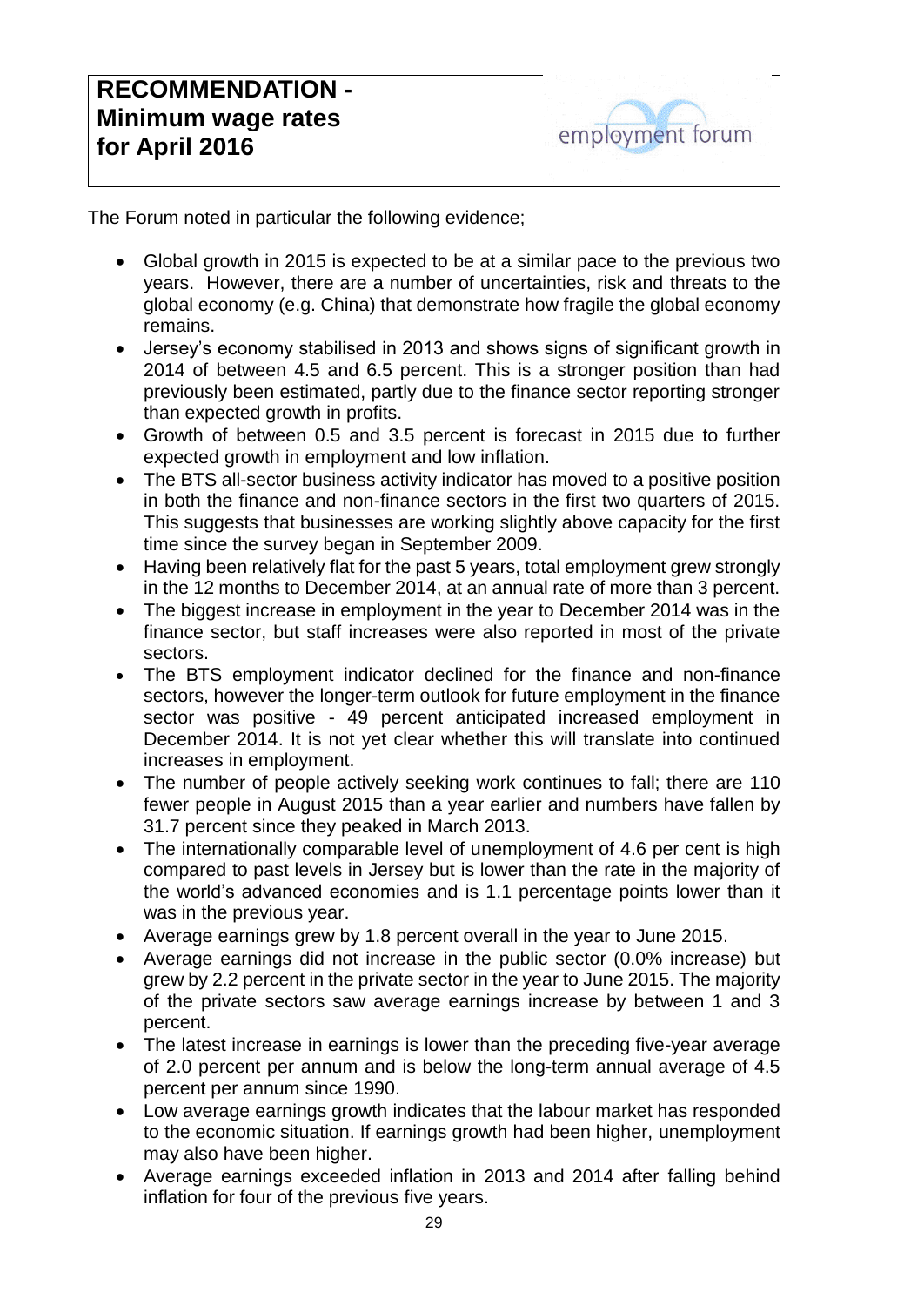# RECOMMENDATION - Minimum wage rates for April 2016

employment forum

The Forum noted in particular the following evidence;

- Global growth in 2015 is expected to be at a similar pace to the previous two years. However, there are a number of uncertainties, risk and threats to the global economy (e.g. China) that demonstrate how fragile the global economy remains.
- Jersey's economy stabilised in 2013 and shows signs of significant growth in 2014 of between 4.5 and 6.5 percent. This is a stronger position than had previously been estimated, partly due to the finance sector reporting stronger than expected growth in profits.
- Growth of between 0.5 and 3.5 percent is forecast in 2015 due to further expected growth in employment and low inflation.
- The BTS all-sector business activity indicator has moved to a positive position in both the finance and non-finance sectors in the first two quarters of 2015. This suggests that businesses are working slightly above capacity for the first time since the survey began in September 2009.
- Having been relatively flat for the past 5 years, total employment grew strongly in the 12 months to December 2014, at an annual rate of more than 3 percent.
- The biggest increase in employment in the year to December 2014 was in the finance sector, but staff increases were also reported in most of the private sectors.
- The BTS employment indicator declined for the finance and non-finance sectors, however the longer-term outlook for future employment in the finance sector was positive - 49 percent anticipated increased employment in December 2014. It is not yet clear whether this will translate into continued increases in employment.
- The number of people actively seeking work continues to fall; there are 110 fewer people in August 2015 than a year earlier and numbers have fallen by 31.7 percent since they peaked in March 2013.
- The internationally comparable level of unemployment of 4.6 per cent is high compared to past levels in Jersey but is lower than the rate in the majority of the world's advanced economies and is 1.1 percentage points lower than it was in the previous year.
- Average earnings grew by 1.8 percent overall in the year to June 2015.
- Average earnings did not increase in the public sector (0.0% increase) but grew by 2.2 percent in the private sector in the year to June 2015. The majority of the private sectors saw average earnings increase by between 1 and 3 percent.
- The latest increase in earnings is lower than the preceding five-year average of 2.0 percent per annum and is below the long-term annual average of 4.5 percent per annum since 1990.
- Low average earnings growth indicates that the labour market has responded to the economic situation. If earnings growth had been higher, unemployment may also have been higher.
- Average earnings exceeded inflation in 2013 and 2014 after falling behind inflation for four of the previous five years.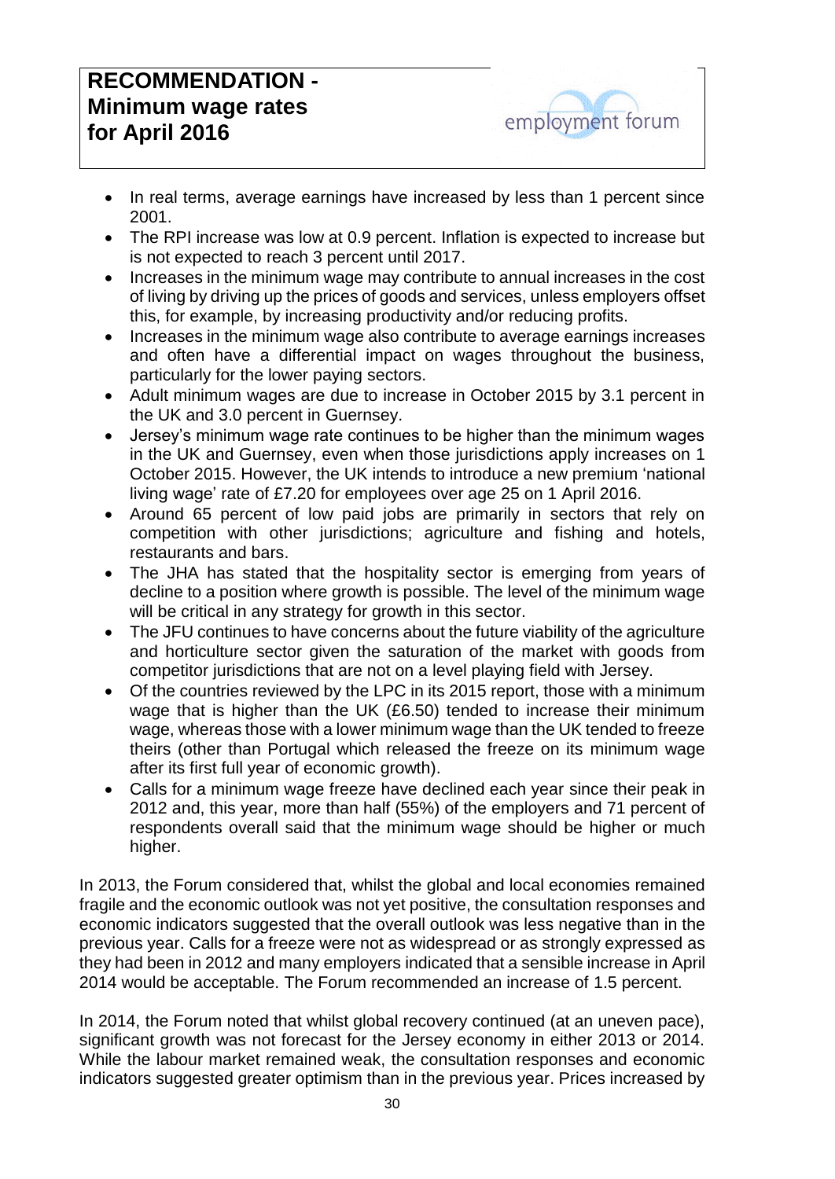# RECOMMENDATION - Minimum wage rates for April 2016

- In real terms, average earnings have increased by less than 1 percent since 2001.
- The RPI increase was low at 0.9 percent. Inflation is expected to increase but is not expected to reach 3 percent until 2017.
- Increases in the minimum wage may contribute to annual increases in the cost of living by driving up the prices of goods and services, unless employers offset this, for example, by increasing productivity and/or reducing profits.
- Increases in the minimum wage also contribute to average earnings increases and often have a differential impact on wages throughout the business, particularly for the lower paying sectors.
- Adult minimum wages are due to increase in October 2015 by 3.1 percent in the UK and 3.0 percent in Guernsey.
- Jersey's minimum wage rate continues to be higher than the minimum wages in the UK and Guernsey, even when those jurisdictions apply increases on 1 October 2015. However, the UK intends to introduce a new premium 'national living wage' rate of £7.20 for employees over age 25 on 1 April 2016.
- Around 65 percent of low paid jobs are primarily in sectors that rely on competition with other jurisdictions; agriculture and fishing and hotels, restaurants and bars.
- The JHA has stated that the hospitality sector is emerging from years of decline to a position where growth is possible. The level of the minimum wage will be critical in any strategy for growth in this sector.
- The JFU continues to have concerns about the future viability of the agriculture and horticulture sector given the saturation of the market with goods from competitor jurisdictions that are not on a level playing field with Jersey.
- Of the countries reviewed by the LPC in its 2015 report, those with a minimum wage that is higher than the UK (£6.50) tended to increase their minimum wage, whereas those with a lower minimum wage than the UK tended to freeze theirs (other than Portugal which released the freeze on its minimum wage after its first full year of economic growth).
- Calls for a minimum wage freeze have declined each year since their peak in 2012 and, this year, more than half (55%) of the employers and 71 percent of respondents overall said that the minimum wage should be higher or much higher.

In 2013, the Forum considered that, whilst the global and local economies remained fragile and the economic outlook was not yet positive, the consultation responses and economic indicators suggested that the overall outlook was less negative than in the previous year. Calls for a freeze were not as widespread or as strongly expressed as they had been in 2012 and many employers indicated that a sensible increase in April 2014 would be acceptable. The Forum recommended an increase of 1.5 percent.

In 2014, the Forum noted that whilst global recovery continued (at an uneven pace), significant growth was not forecast for the Jersey economy in either 2013 or 2014. While the labour market remained weak, the consultation responses and economic indicators suggested greater optimism than in the previous year. Prices increased by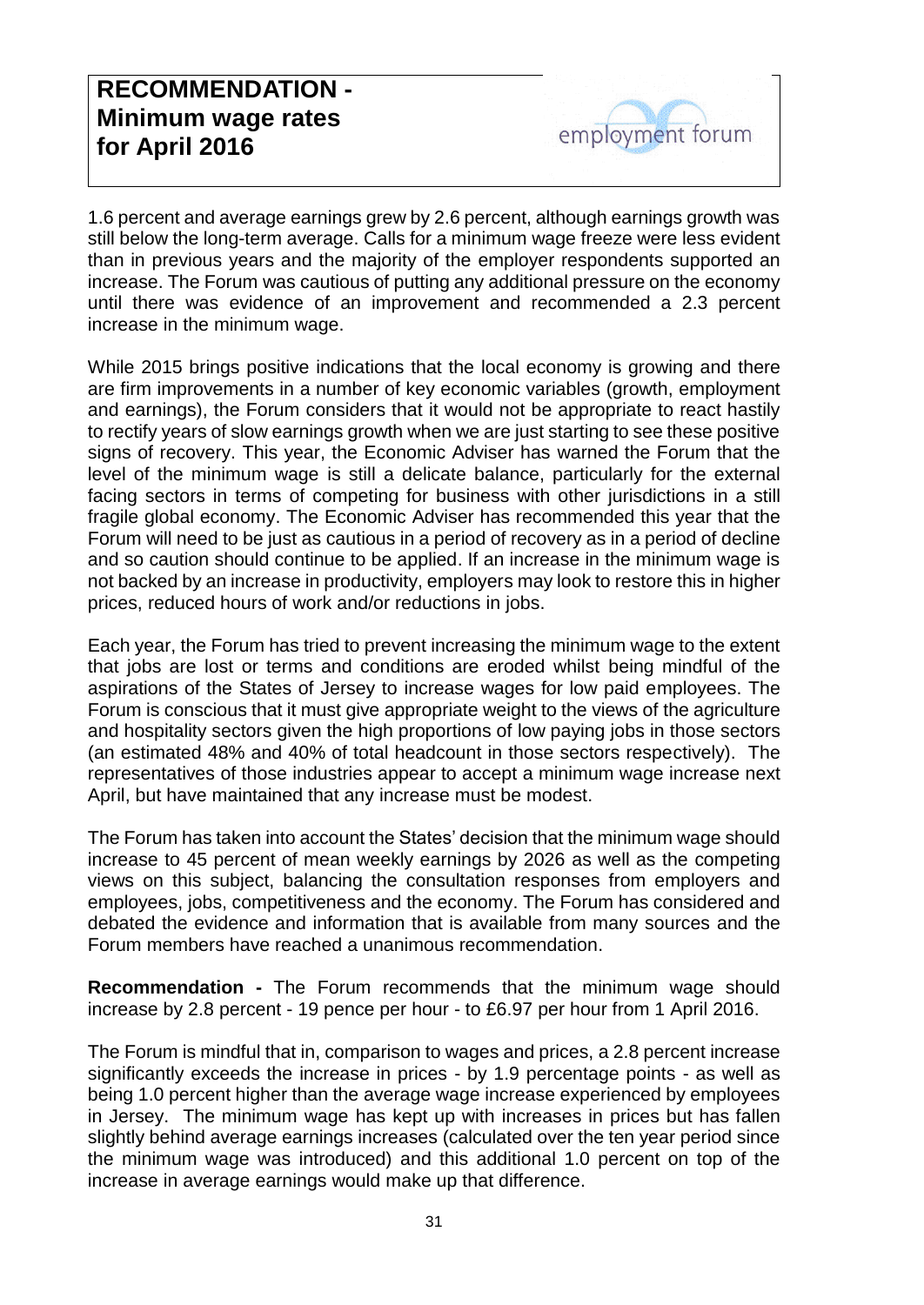1.6 percent and average earnings grew by 2.6 percent, although earnings growth was still below the long-term average. Calls for a minimum wage freeze were less evident than in previous years and the majority of the employer respondents supported an increase. The Forum was cautious of putting any additional pressure on the economy until there was evidence of an improvement and recommended a 2.3 percent increase in the minimum wage.

While 2015 brings positive indications that the local economy is growing and there are firm improvements in a number of key economic variables (growth, employment and earnings), the Forum considers that it would not be appropriate to react hastily to rectify years of slow earnings growth when we are just starting to see these positive signs of recovery. This year, the Economic Adviser has warned the Forum that the level of the minimum wage is still a delicate balance, particularly for the external facing sectors in terms of competing for business with other jurisdictions in a still fragile global economy. The Economic Adviser has recommended this year that the Forum will need to be just as cautious in a period of recovery as in a period of decline and so caution should continue to be applied. If an increase in the minimum wage is not backed by an increase in productivity, employers may look to restore this in higher prices, reduced hours of work and/or reductions in jobs.

Each year, the Forum has tried to prevent increasing the minimum wage to the extent that jobs are lost or terms and conditions are eroded whilst being mindful of the aspirations of the States of Jersey to increase wages for low paid employees. The Forum is conscious that it must give appropriate weight to the views of the agriculture and hospitality sectors given the high proportions of low paying jobs in those sectors (an estimated 48% and 40% of total headcount in those sectors respectively). The representatives of those industries appear to accept a minimum wage increase next April, but have maintained that any increase must be modest.

The Forum has taken into account the States' decision that the minimum wage should increase to 45 percent of mean weekly earnings by 2026 as well as the competing views on this subject, balancing the consultation responses from employers and employees, jobs, competitiveness and the economy. The Forum has considered and debated the evidence and information that is available from many sources and the Forum members have reached a unanimous recommendation.

**Recommendation -** The Forum recommends that the minimum wage should increase by 2.8 percent - 19 pence per hour - to £6.97 per hour from 1 April 2016.

The Forum is mindful that in, comparison to wages and prices, a 2.8 percent increase significantly exceeds the increase in prices - by 1.9 percentage points - as well as being 1.0 percent higher than the average wage increase experienced by employees in Jersey. The minimum wage has kept up with increases in prices but has fallen slightly behind average earnings increases (calculated over the ten year period since the minimum wage was introduced) and this additional 1.0 percent on top of the increase in average earnings would make up that difference.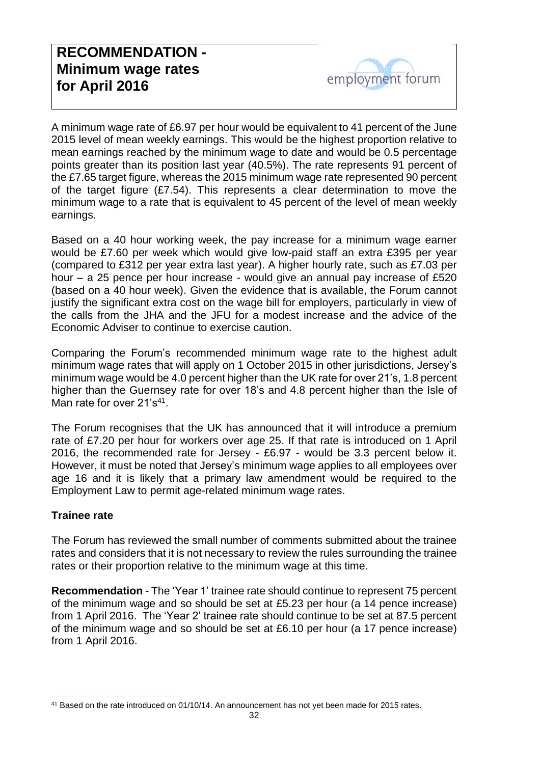# RECOMMENDATION - Minimum wage rates for April 2016

A minimum wage rate of £6.97 per hour would be equivalent to 41 percent of the June 2015 level of mean weekly earnings. This would be the highest proportion relative to mean earnings reached by the minimum wage to date and would be 0.5 percentage points greater than its position last year (40.5%). The rate represents 91 percent of the £7.65 target figure, whereas the 2015 minimum wage rate represented 90 percent of the target figure (£7.54). This represents a clear determination to move the minimum wage to a rate that is equivalent to 45 percent of the level of mean weekly earnings.

Based on a 40 hour working week, the pay increase for a minimum wage earner would be £7.60 per week which would give low-paid staff an extra £395 per year (compared to £312 per year extra last year). A higher hourly rate, such as £7.03 per hour – a 25 pence per hour increase - would give an annual pay increase of £520 (based on a 40 hour week). Given the evidence that is available, the Forum cannot justify the significant extra cost on the wage bill for employers, particularly in view of the calls from the JHA and the JFU for a modest increase and the advice of the Economic Adviser to continue to exercise caution.

Comparing the Forum's recommended minimum wage rate to the highest adult minimum wage rates that will apply on 1 October 2015 in other jurisdictions, Jersey's minimum wage would be 4.0 percent higher than the UK rate for over 21's, 1.8 percent higher than the Guernsey rate for over 18's and 4.8 percent higher than the Isle of Man rate for over 21's[41].

The Forum recognises that the UK has announced that it will introduce a premium rate of £7.20 per hour for workers over age 25. If that rate is introduced on 1 April 2016, the recommended rate for Jersey - £6.97 - would be 3.3 percent below it. However, it must be noted that Jersey's minimum wage applies to all employees over age 16 and it is likely that a primary law amendment would be required to the Employment Law to permit age-related minimum wage rates.

### Trainee rate

The Forum has reviewed the small number of comments submitted about the trainee rates and considers that it is not necessary to review the rules surrounding the trainee rates or their proportion relative to the minimum wage at this time.

**Recommendation** - The 'Year 1' trainee rate should continue to represent 75 percent of the minimum wage and so should be set at £5.23 per hour (a 14 pence increase) from 1 April 2016. The 'Year 2' trainee rate should continue to be set at 87.5 percent of the minimum wage and so should be set at £6.10 per hour (a 17 pence increase) from 1 April 2016.

[41] Based on the rate introduced on 01/10/14. An announcement has not yet been made for 2015 rates.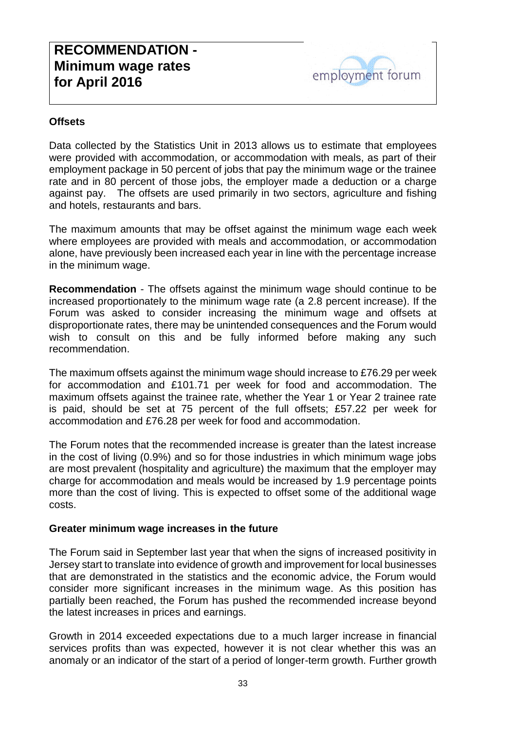# RECOMMENDATION - Minimum wage rates for April 2016

### Offsets

Data collected by the Statistics Unit in 2013 allows us to estimate that employees were provided with accommodation, or accommodation with meals, as part of their employment package in 50 percent of jobs that pay the minimum wage or the trainee rate and in 80 percent of those jobs, the employer made a deduction or a charge against pay. The offsets are used primarily in two sectors, agriculture and fishing and hotels, restaurants and bars.

The maximum amounts that may be offset against the minimum wage each week where employees are provided with meals and accommodation, or accommodation alone, have previously been increased each year in line with the percentage increase in the minimum wage.

**Recommendation** - The offsets against the minimum wage should continue to be increased proportionately to the minimum wage rate (a 2.8 percent increase). If the Forum was asked to consider increasing the minimum wage and offsets at disproportionate rates, there may be unintended consequences and the Forum would wish to consult on this and be fully informed before making any such recommendation.

The maximum offsets against the minimum wage should increase to £76.29 per week for accommodation and £101.71 per week for food and accommodation. The maximum offsets against the trainee rate, whether the Year 1 or Year 2 trainee rate is paid, should be set at 75 percent of the full offsets; £57.22 per week for accommodation and £76.28 per week for food and accommodation.

The Forum notes that the recommended increase is greater than the latest increase in the cost of living (0.9%) and so for those industries in which minimum wage jobs are most prevalent (hospitality and agriculture) the maximum that the employer may charge for accommodation and meals would be increased by 1.9 percentage points more than the cost of living. This is expected to offset some of the additional wage costs.

### Greater minimum wage increases in the future

The Forum said in September last year that when the signs of increased positivity in Jersey start to translate into evidence of growth and improvement for local businesses that are demonstrated in the statistics and the economic advice, the Forum would consider more significant increases in the minimum wage. As this position has partially been reached, the Forum has pushed the recommended increase beyond the latest increases in prices and earnings.

Growth in 2014 exceeded expectations due to a much larger increase in financial services profits than was expected, however it is not clear whether this was an anomaly or an indicator of the start of a period of longer-term growth. Further growth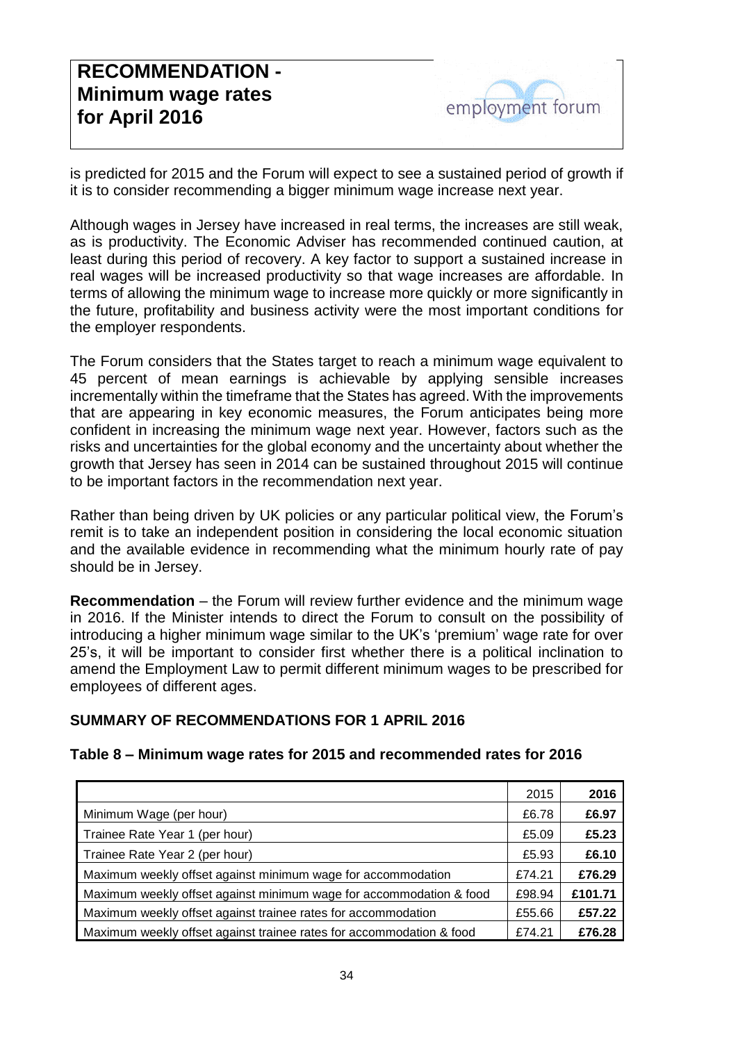is predicted for 2015 and the Forum will expect to see a sustained period of growth if it is to consider recommending a bigger minimum wage increase next year.

Although wages in Jersey have increased in real terms, the increases are still weak, as is productivity. The Economic Adviser has recommended continued caution, at least during this period of recovery. A key factor to support a sustained increase in real wages will be increased productivity so that wage increases are affordable. In terms of allowing the minimum wage to increase more quickly or more significantly in the future, profitability and business activity were the most important conditions for the employer respondents.

The Forum considers that the States target to reach a minimum wage equivalent to 45 percent of mean earnings is achievable by applying sensible increases incrementally within the timeframe that the States has agreed. With the improvements that are appearing in key economic measures, the Forum anticipates being more confident in increasing the minimum wage next year. However, factors such as the risks and uncertainties for the global economy and the uncertainty about whether the growth that Jersey has seen in 2014 can be sustained throughout 2015 will continue to be important factors in the recommendation next year.

Rather than being driven by UK policies or any particular political view, the Forum's remit is to take an independent position in considering the local economic situation and the available evidence in recommending what the minimum hourly rate of pay should be in Jersey.

**Recommendation** – the Forum will review further evidence and the minimum wage in 2016. If the Minister intends to direct the Forum to consult on the possibility of introducing a higher minimum wage similar to the UK's 'premium' wage rate for over 25's, it will be important to consider first whether there is a political inclination to amend the Employment Law to permit different minimum wages to be prescribed for employees of different ages.

## SUMMARY OF RECOMMENDATIONS FOR 1 APRIL 2016

### Table 8 – Minimum wage rates for 2015 and recommended rates for 2016

| | 2015 | **2016** |
|---|---|---|
| Minimum Wage (per hour) | £6.78 | **£6.97** |
| Trainee Rate Year 1 (per hour) | £5.09 | **£5.23** |
| Trainee Rate Year 2 (per hour) | £5.93 | **£6.10** |
| Maximum weekly offset against minimum wage for accommodation | £74.21 | **£76.29** |
| Maximum weekly offset against minimum wage for accommodation & food | £98.94 | **£101.71** |
| Maximum weekly offset against trainee rates for accommodation | £55.66 | **£57.22** |
| Maximum weekly offset against trainee rates for accommodation & food | £74.21 | **£76.28** |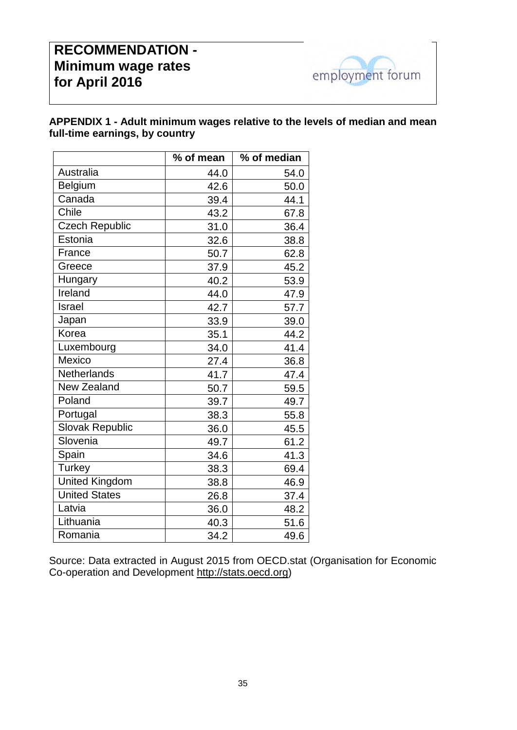# RECOMMENDATION - Minimum wage rates for April 2016

employment forum

**APPENDIX 1 - Adult minimum wages relative to the levels of median and mean full-time earnings, by country**

| | % of mean | % of median |
|---|---|---|
| Australia | 44.0 | 54.0 |
| Belgium | 42.6 | 50.0 |
| Canada | 39.4 | 44.1 |
| Chile | 43.2 | 67.8 |
| Czech Republic | 31.0 | 36.4 |
| Estonia | 32.6 | 38.8 |
| France | 50.7 | 62.8 |
| Greece | 37.9 | 45.2 |
| Hungary | 40.2 | 53.9 |
| Ireland | 44.0 | 47.9 |
| Israel | 42.7 | 57.7 |
| Japan | 33.9 | 39.0 |
| Korea | 35.1 | 44.2 |
| Luxembourg | 34.0 | 41.4 |
| Mexico | 27.4 | 36.8 |
| Netherlands | 41.7 | 47.4 |
| New Zealand | 50.7 | 59.5 |
| Poland | 39.7 | 49.7 |
| Portugal | 38.3 | 55.8 |
| Slovak Republic | 36.0 | 45.5 |
| Slovenia | 49.7 | 61.2 |
| Spain | 34.6 | 41.3 |
| Turkey | 38.3 | 69.4 |
| United Kingdom | 38.8 | 46.9 |
| United States | 26.8 | 37.4 |
| Latvia | 36.0 | 48.2 |
| Lithuania | 40.3 | 51.6 |
| Romania | 34.2 | 49.6 |

Source: Data extracted in August 2015 from OECD.stat (Organisation for Economic Co-operation and Development http://stats.oecd.org)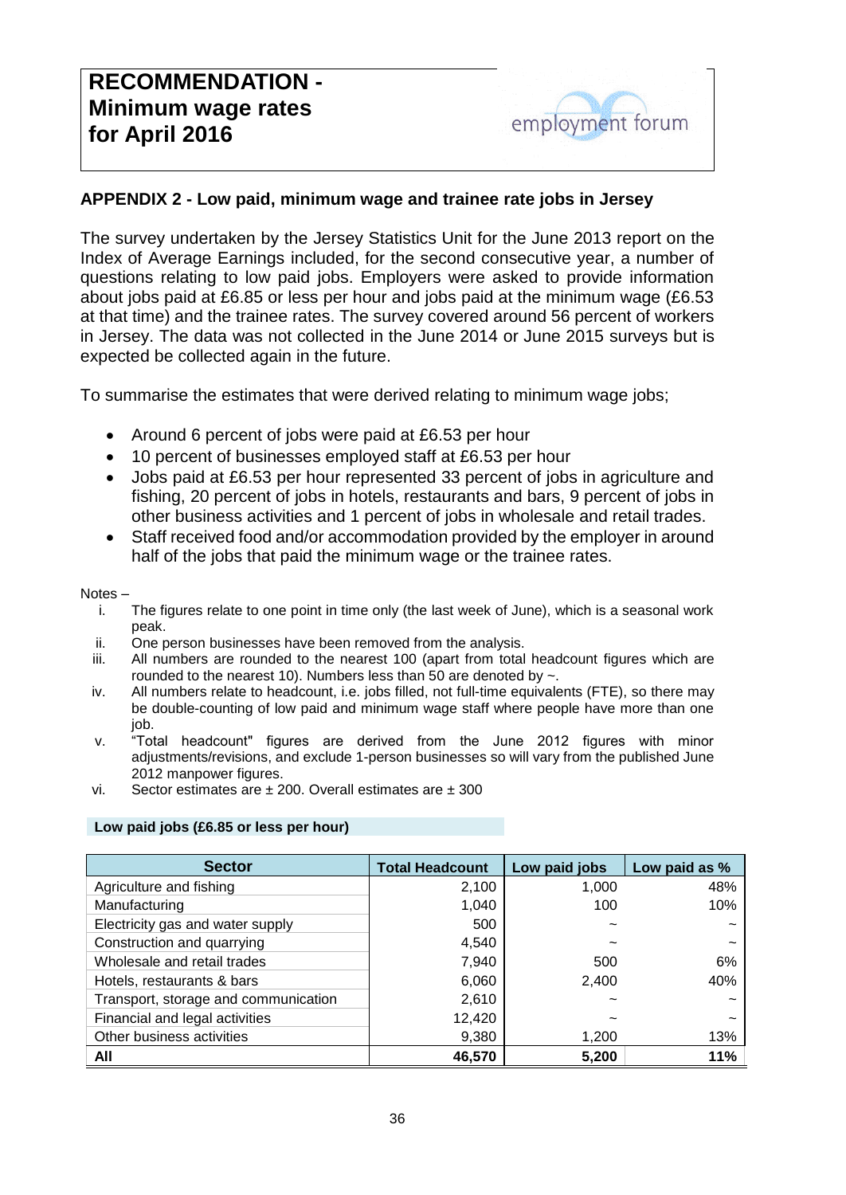# RECOMMENDATION - Minimum wage rates for April 2016

employment forum

## APPENDIX 2 - Low paid, minimum wage and trainee rate jobs in Jersey

The survey undertaken by the Jersey Statistics Unit for the June 2013 report on the Index of Average Earnings included, for the second consecutive year, a number of questions relating to low paid jobs. Employers were asked to provide information about jobs paid at £6.85 or less per hour and jobs paid at the minimum wage (£6.53 at that time) and the trainee rates. The survey covered around 56 percent of workers in Jersey. The data was not collected in the June 2014 or June 2015 surveys but is expected be collected again in the future.

To summarise the estimates that were derived relating to minimum wage jobs;

- Around 6 percent of jobs were paid at £6.53 per hour
- 10 percent of businesses employed staff at £6.53 per hour
- Jobs paid at £6.53 per hour represented 33 percent of jobs in agriculture and fishing, 20 percent of jobs in hotels, restaurants and bars, 9 percent of jobs in other business activities and 1 percent of jobs in wholesale and retail trades.
- Staff received food and/or accommodation provided by the employer in around half of the jobs that paid the minimum wage or the trainee rates.

Notes –

i. The figures relate to one point in time only (the last week of June), which is a seasonal work peak.
ii. One person businesses have been removed from the analysis.
iii. All numbers are rounded to the nearest 100 (apart from total headcount figures which are rounded to the nearest 10). Numbers less than 50 are denoted by ~.
iv. All numbers relate to headcount, i.e. jobs filled, not full-time equivalents (FTE), so there may be double-counting of low paid and minimum wage staff where people have more than one job.
v. "Total headcount" figures are derived from the June 2012 figures with minor adjustments/revisions, and exclude 1-person businesses so will vary from the published June 2012 manpower figures.
vi. Sector estimates are ± 200. Overall estimates are ± 300

**Low paid jobs (£6.85 or less per hour)**

| Sector | Total Headcount | Low paid jobs | Low paid as % |
|---|---|---|---|
| Agriculture and fishing | 2,100 | 1,000 | 48% |
| Manufacturing | 1,040 | 100 | 10% |
| Electricity gas and water supply | 500 | ~ | ~ |
| Construction and quarrying | 4,540 | ~ | ~ |
| Wholesale and retail trades | 7,940 | 500 | 6% |
| Hotels, restaurants & bars | 6,060 | 2,400 | 40% |
| Transport, storage and communication | 2,610 | ~ | ~ |
| Financial and legal activities | 12,420 | ~ | ~ |
| Other business activities | 9,380 | 1,200 | 13% |
| **All** | **46,570** | **5,200** | **11%** |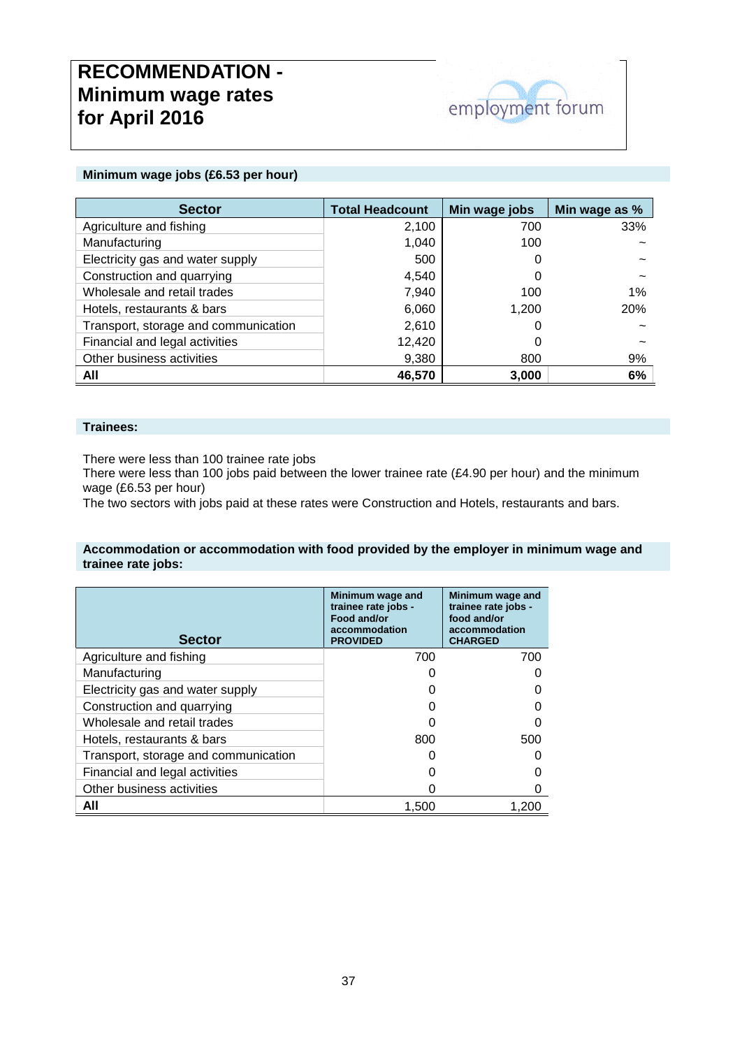# RECOMMENDATION - Minimum wage rates for April 2016

employment forum

## Minimum wage jobs (£6.53 per hour)

| Sector | Total Headcount | Min wage jobs | Min wage as % |
|---|---|---|---|
| Agriculture and fishing | 2,100 | 700 | 33% |
| Manufacturing | 1,040 | 100 | ~ |
| Electricity gas and water supply | 500 | 0 | ~ |
| Construction and quarrying | 4,540 | 0 | ~ |
| Wholesale and retail trades | 7,940 | 100 | 1% |
| Hotels, restaurants & bars | 6,060 | 1,200 | 20% |
| Transport, storage and communication | 2,610 | 0 | ~ |
| Financial and legal activities | 12,420 | 0 | ~ |
| Other business activities | 9,380 | 800 | 9% |
| **All** | **46,570** | **3,000** | **6%** |

## Trainees:

There were less than 100 trainee rate jobs

There were less than 100 jobs paid between the lower trainee rate (£4.90 per hour) and the minimum wage (£6.53 per hour)

The two sectors with jobs paid at these rates were Construction and Hotels, restaurants and bars.

## Accommodation or accommodation with food provided by the employer in minimum wage and trainee rate jobs:

| Sector | Minimum wage and trainee rate jobs - Food and/or accommodation PROVIDED | Minimum wage and trainee rate jobs - food and/or accommodation CHARGED |
|---|---|---|
| Agriculture and fishing | 700 | 700 |
| Manufacturing | 0 | 0 |
| Electricity gas and water supply | 0 | 0 |
| Construction and quarrying | 0 | 0 |
| Wholesale and retail trades | 0 | 0 |
| Hotels, restaurants & bars | 800 | 500 |
| Transport, storage and communication | 0 | 0 |
| Financial and legal activities | 0 | 0 |
| Other business activities | 0 | 0 |
| **All** | 1,500 | 1,200 |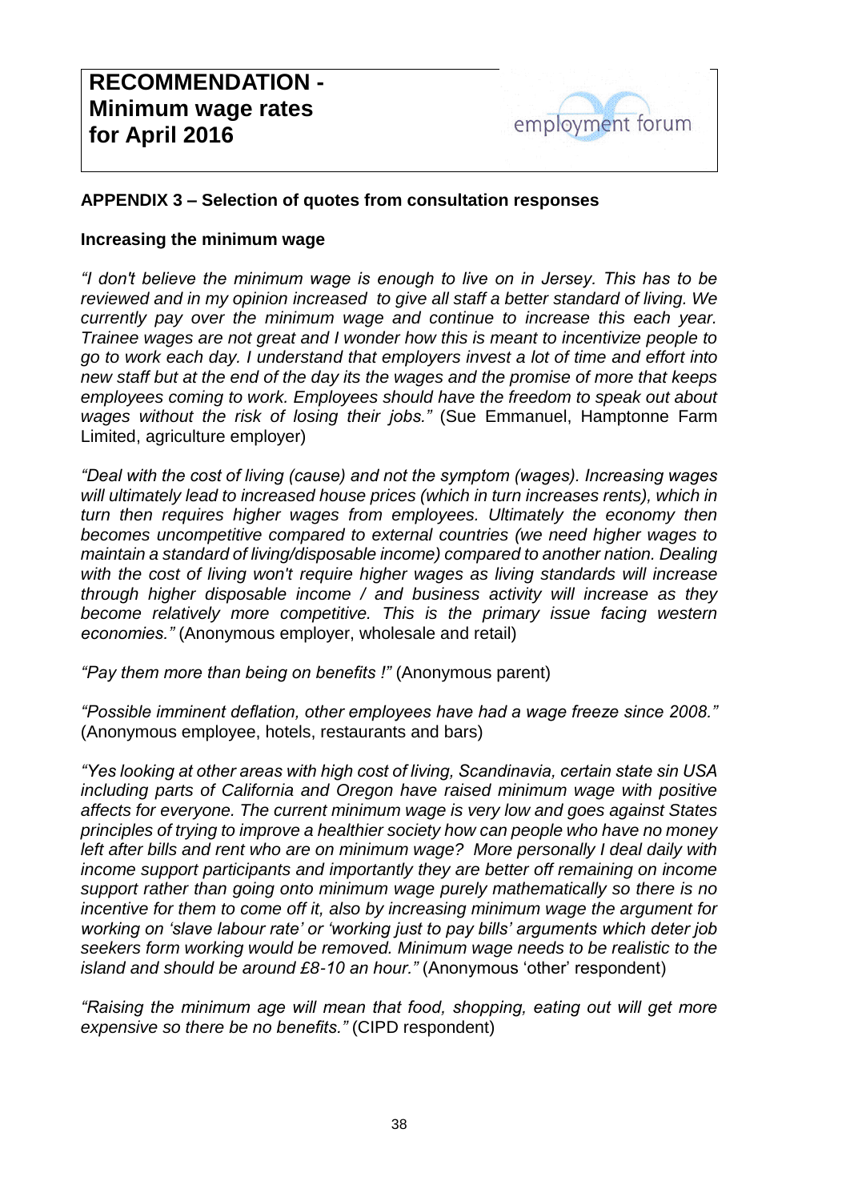# RECOMMENDATION - Minimum wage rates for April 2016

employment forum

## APPENDIX 3 – Selection of quotes from consultation responses

### Increasing the minimum wage

*"I don't believe the minimum wage is enough to live on in Jersey. This has to be reviewed and in my opinion increased to give all staff a better standard of living. We currently pay over the minimum wage and continue to increase this each year. Trainee wages are not great and I wonder how this is meant to incentivize people to go to work each day. I understand that employers invest a lot of time and effort into new staff but at the end of the day its the wages and the promise of more that keeps employees coming to work. Employees should have the freedom to speak out about wages without the risk of losing their jobs."* (Sue Emmanuel, Hamptonne Farm Limited, agriculture employer)

*"Deal with the cost of living (cause) and not the symptom (wages). Increasing wages will ultimately lead to increased house prices (which in turn increases rents), which in turn then requires higher wages from employees. Ultimately the economy then becomes uncompetitive compared to external countries (we need higher wages to maintain a standard of living/disposable income) compared to another nation. Dealing with the cost of living won't require higher wages as living standards will increase through higher disposable income / and business activity will increase as they become relatively more competitive. This is the primary issue facing western economies."* (Anonymous employer, wholesale and retail)

*"Pay them more than being on benefits !"* (Anonymous parent)

*"Possible imminent deflation, other employees have had a wage freeze since 2008."* (Anonymous employee, hotels, restaurants and bars)

*"Yes looking at other areas with high cost of living, Scandinavia, certain state sin USA including parts of California and Oregon have raised minimum wage with positive affects for everyone. The current minimum wage is very low and goes against States principles of trying to improve a healthier society how can people who have no money left after bills and rent who are on minimum wage? More personally I deal daily with income support participants and importantly they are better off remaining on income support rather than going onto minimum wage purely mathematically so there is no incentive for them to come off it, also by increasing minimum wage the argument for working on 'slave labour rate' or 'working just to pay bills' arguments which deter job seekers form working would be removed. Minimum wage needs to be realistic to the island and should be around £8-10 an hour."* (Anonymous 'other' respondent)

*"Raising the minimum age will mean that food, shopping, eating out will get more expensive so there be no benefits."* (CIPD respondent)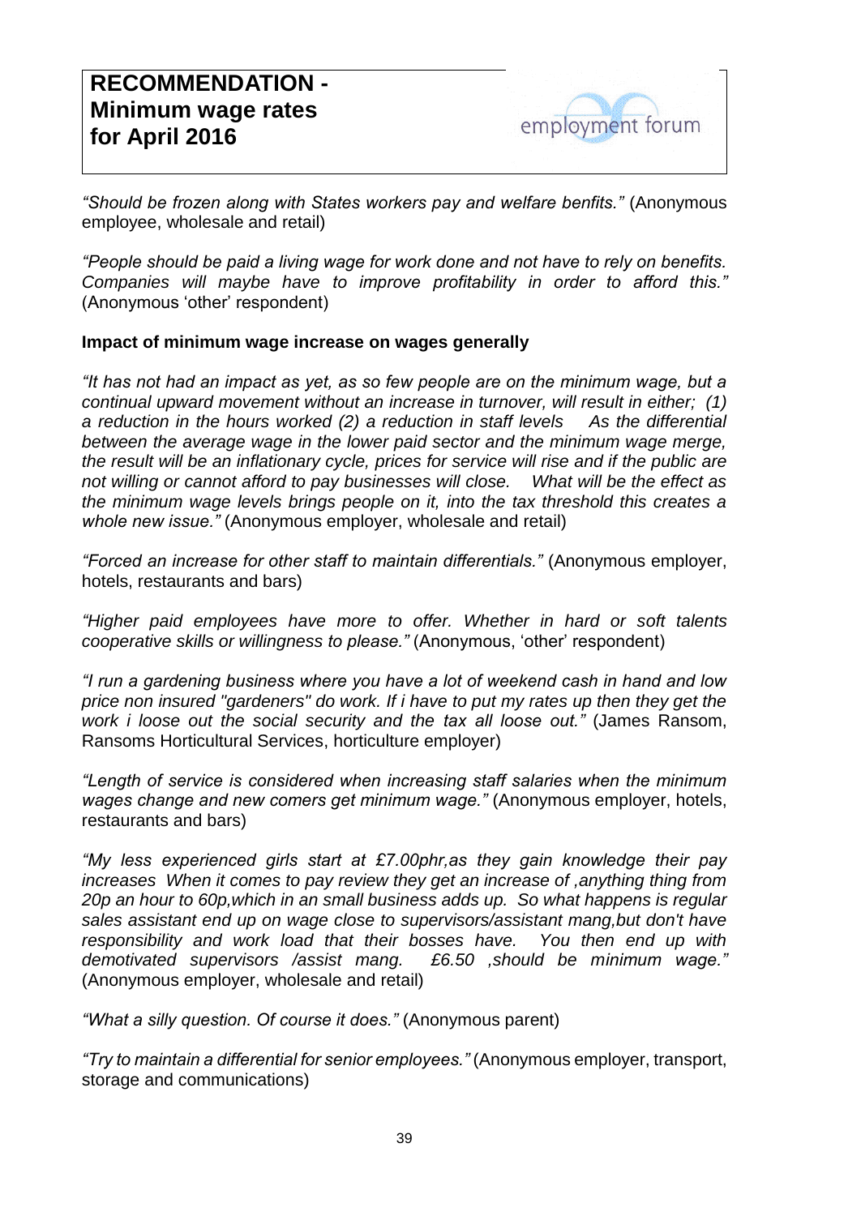*"Should be frozen along with States workers pay and welfare benfits."* (Anonymous employee, wholesale and retail)

*"People should be paid a living wage for work done and not have to rely on benefits. Companies will maybe have to improve profitability in order to afford this."* (Anonymous 'other' respondent)

**Impact of minimum wage increase on wages generally**

*"It has not had an impact as yet, as so few people are on the minimum wage, but a continual upward movement without an increase in turnover, will result in either; (1) a reduction in the hours worked (2) a reduction in staff levels   As the differential between the average wage in the lower paid sector and the minimum wage merge, the result will be an inflationary cycle, prices for service will rise and if the public are not willing or cannot afford to pay businesses will close.   What will be the effect as the minimum wage levels brings people on it, into the tax threshold this creates a whole new issue."* (Anonymous employer, wholesale and retail)

*"Forced an increase for other staff to maintain differentials."* (Anonymous employer, hotels, restaurants and bars)

*"Higher paid employees have more to offer. Whether in hard or soft talents cooperative skills or willingness to please."* (Anonymous, 'other' respondent)

*"I run a gardening business where you have a lot of weekend cash in hand and low price non insured "gardeners" do work. If i have to put my rates up then they get the work i loose out the social security and the tax all loose out."* (James Ransom, Ransoms Horticultural Services, horticulture employer)

*"Length of service is considered when increasing staff salaries when the minimum wages change and new comers get minimum wage."* (Anonymous employer, hotels, restaurants and bars)

*"My less experienced girls start at £7.00phr,as they gain knowledge their pay increases  When it comes to pay review they get an increase of ,anything thing from 20p an hour to 60p,which in an small business adds up.  So what happens is regular sales assistant end up on wage close to supervisors/assistant mang,but don't have responsibility and work load that their bosses have.   You then end up with demotivated supervisors /assist mang.   £6.50 ,should be minimum wage."* (Anonymous employer, wholesale and retail)

*"What a silly question. Of course it does."* (Anonymous parent)

*"Try to maintain a differential for senior employees."* (Anonymous employer, transport, storage and communications)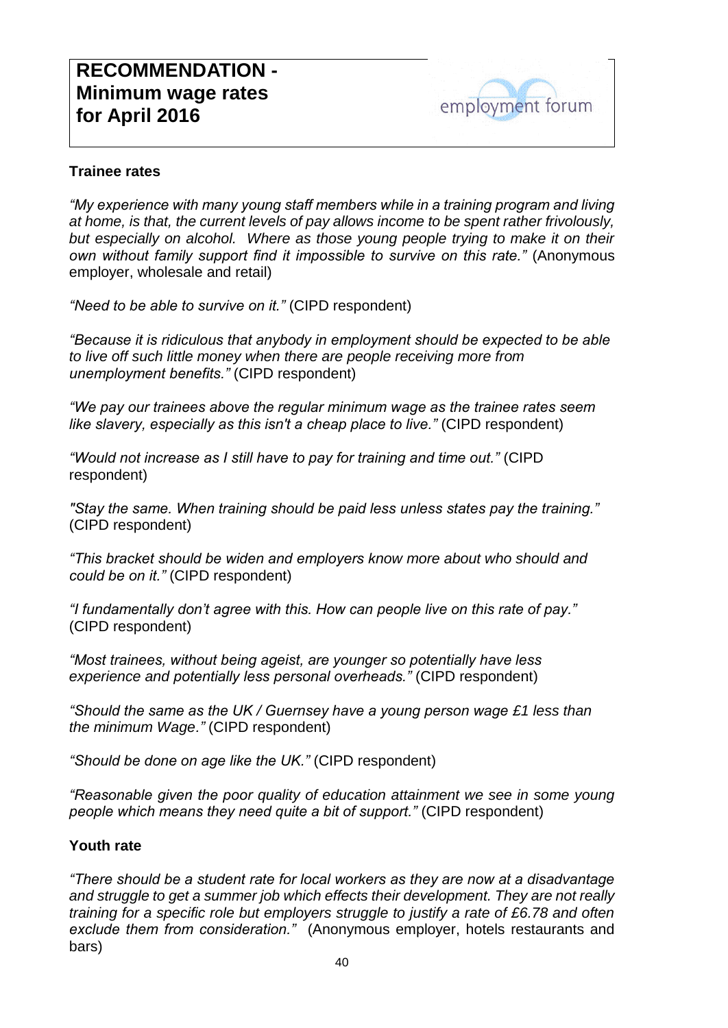# RECOMMENDATION - Minimum wage rates for April 2016

employment forum

**Trainee rates**

*"My experience with many young staff members while in a training program and living at home, is that, the current levels of pay allows income to be spent rather frivolously, but especially on alcohol. Where as those young people trying to make it on their own without family support find it impossible to survive on this rate."* (Anonymous employer, wholesale and retail)

*"Need to be able to survive on it."* (CIPD respondent)

*"Because it is ridiculous that anybody in employment should be expected to be able to live off such little money when there are people receiving more from unemployment benefits."* (CIPD respondent)

*"We pay our trainees above the regular minimum wage as the trainee rates seem like slavery, especially as this isn't a cheap place to live."* (CIPD respondent)

*"Would not increase as I still have to pay for training and time out."* (CIPD respondent)

*"Stay the same. When training should be paid less unless states pay the training."* (CIPD respondent)

*"This bracket should be widen and employers know more about who should and could be on it."* (CIPD respondent)

*"I fundamentally don't agree with this. How can people live on this rate of pay."* (CIPD respondent)

*"Most trainees, without being ageist, are younger so potentially have less experience and potentially less personal overheads."* (CIPD respondent)

*"Should the same as the UK / Guernsey have a young person wage £1 less than the minimum Wage."* (CIPD respondent)

*"Should be done on age like the UK."* (CIPD respondent)

*"Reasonable given the poor quality of education attainment we see in some young people which means they need quite a bit of support."* (CIPD respondent)

**Youth rate**

*"There should be a student rate for local workers as they are now at a disadvantage and struggle to get a summer job which effects their development. They are not really training for a specific role but employers struggle to justify a rate of £6.78 and often exclude them from consideration."* (Anonymous employer, hotels restaurants and bars)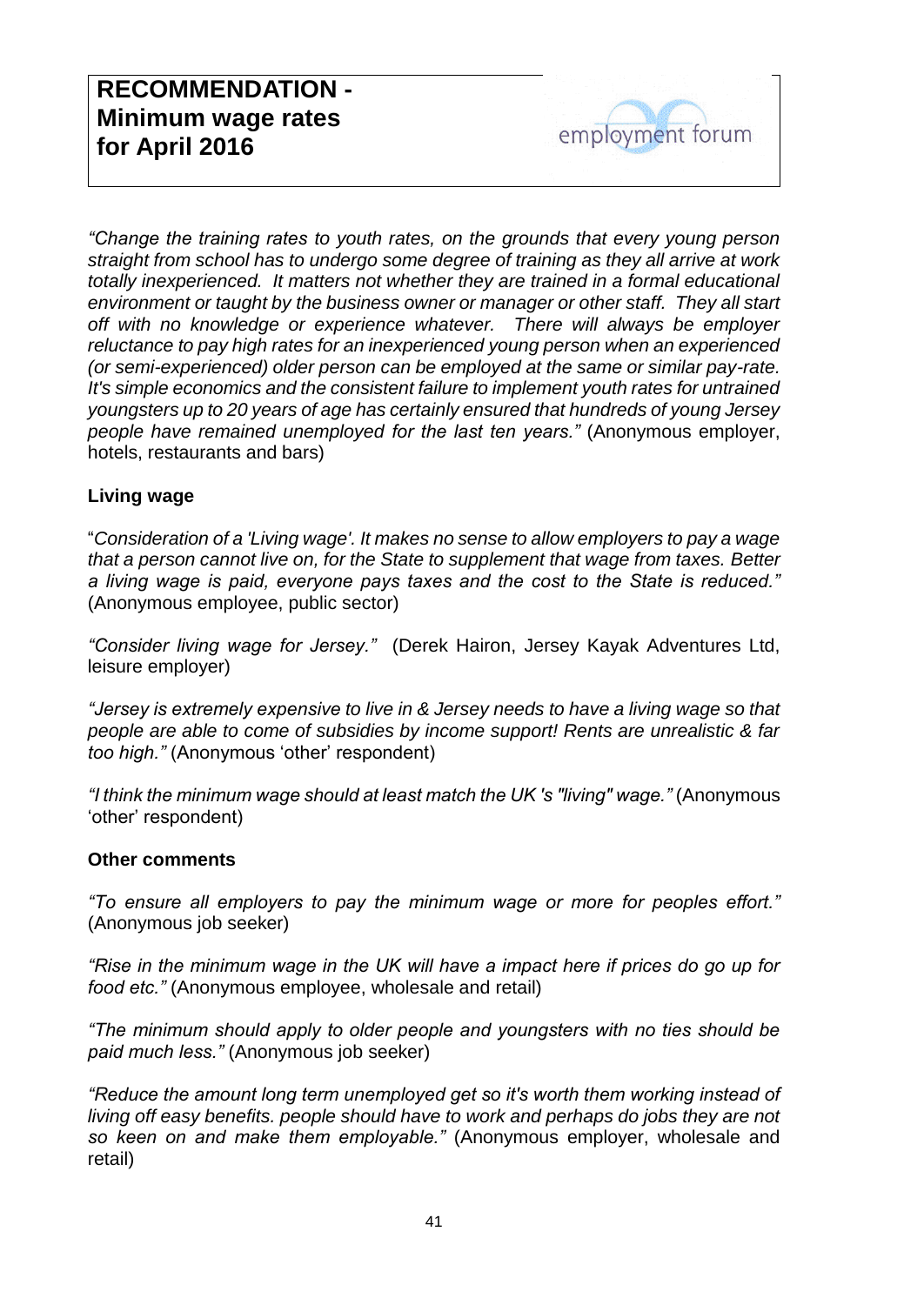*"Change the training rates to youth rates, on the grounds that every young person straight from school has to undergo some degree of training as they all arrive at work totally inexperienced. It matters not whether they are trained in a formal educational environment or taught by the business owner or manager or other staff. They all start off with no knowledge or experience whatever. There will always be employer reluctance to pay high rates for an inexperienced young person when an experienced (or semi-experienced) older person can be employed at the same or similar pay-rate. It's simple economics and the consistent failure to implement youth rates for untrained youngsters up to 20 years of age has certainly ensured that hundreds of young Jersey people have remained unemployed for the last ten years."* (Anonymous employer, hotels, restaurants and bars)

**Living wage**

"*Consideration of a 'Living wage'. It makes no sense to allow employers to pay a wage that a person cannot live on, for the State to supplement that wage from taxes. Better a living wage is paid, everyone pays taxes and the cost to the State is reduced."* (Anonymous employee, public sector)

*"Consider living wage for Jersey."* (Derek Hairon, Jersey Kayak Adventures Ltd, leisure employer)

*"Jersey is extremely expensive to live in & Jersey needs to have a living wage so that people are able to come of subsidies by income support! Rents are unrealistic & far too high."* (Anonymous 'other' respondent)

*"I think the minimum wage should at least match the UK 's "living" wage."* (Anonymous 'other' respondent)

**Other comments**

*"To ensure all employers to pay the minimum wage or more for peoples effort."* (Anonymous job seeker)

*"Rise in the minimum wage in the UK will have a impact here if prices do go up for food etc."* (Anonymous employee, wholesale and retail)

*"The minimum should apply to older people and youngsters with no ties should be paid much less."* (Anonymous job seeker)

*"Reduce the amount long term unemployed get so it's worth them working instead of living off easy benefits. people should have to work and perhaps do jobs they are not so keen on and make them employable."* (Anonymous employer, wholesale and retail)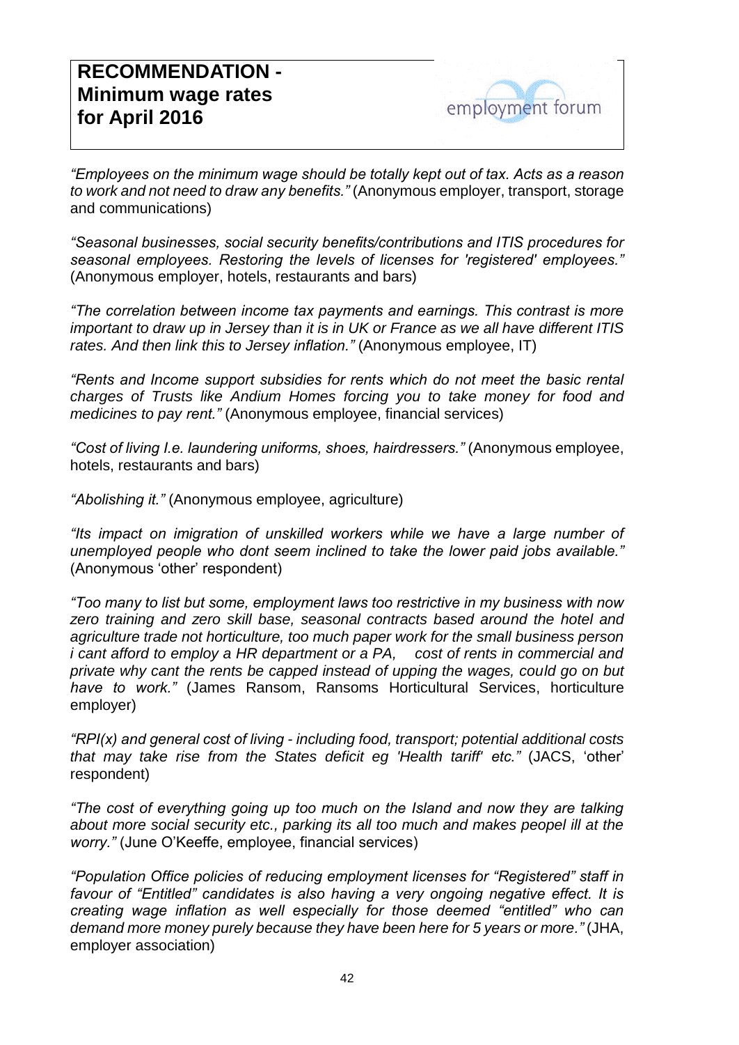**RECOMMENDATION - Minimum wage rates for April 2016**

employment forum

*"Employees on the minimum wage should be totally kept out of tax. Acts as a reason to work and not need to draw any benefits."* (Anonymous employer, transport, storage and communications)

*"Seasonal businesses, social security benefits/contributions and ITIS procedures for seasonal employees. Restoring the levels of licenses for 'registered' employees."* (Anonymous employer, hotels, restaurants and bars)

*"The correlation between income tax payments and earnings. This contrast is more important to draw up in Jersey than it is in UK or France as we all have different ITIS rates. And then link this to Jersey inflation."* (Anonymous employee, IT)

*"Rents and Income support subsidies for rents which do not meet the basic rental charges of Trusts like Andium Homes forcing you to take money for food and medicines to pay rent."* (Anonymous employee, financial services)

*"Cost of living I.e. laundering uniforms, shoes, hairdressers."* (Anonymous employee, hotels, restaurants and bars)

*"Abolishing it."* (Anonymous employee, agriculture)

*"Its impact on imigration of unskilled workers while we have a large number of unemployed people who dont seem inclined to take the lower paid jobs available."* (Anonymous 'other' respondent)

*"Too many to list but some, employment laws too restrictive in my business with now zero training and zero skill base, seasonal contracts based around the hotel and agriculture trade not horticulture, too much paper work for the small business person i cant afford to employ a HR department or a PA, cost of rents in commercial and private why cant the rents be capped instead of upping the wages, could go on but have to work."* (James Ransom, Ransoms Horticultural Services, horticulture employer)

*"RPI(x) and general cost of living - including food, transport; potential additional costs that may take rise from the States deficit eg 'Health tariff' etc."* (JACS, 'other' respondent)

*"The cost of everything going up too much on the Island and now they are talking about more social security etc., parking its all too much and makes peopel ill at the worry."* (June O'Keeffe, employee, financial services)

*"Population Office policies of reducing employment licenses for "Registered" staff in favour of "Entitled" candidates is also having a very ongoing negative effect. It is creating wage inflation as well especially for those deemed "entitled" who can demand more money purely because they have been here for 5 years or more."* (JHA, employer association)